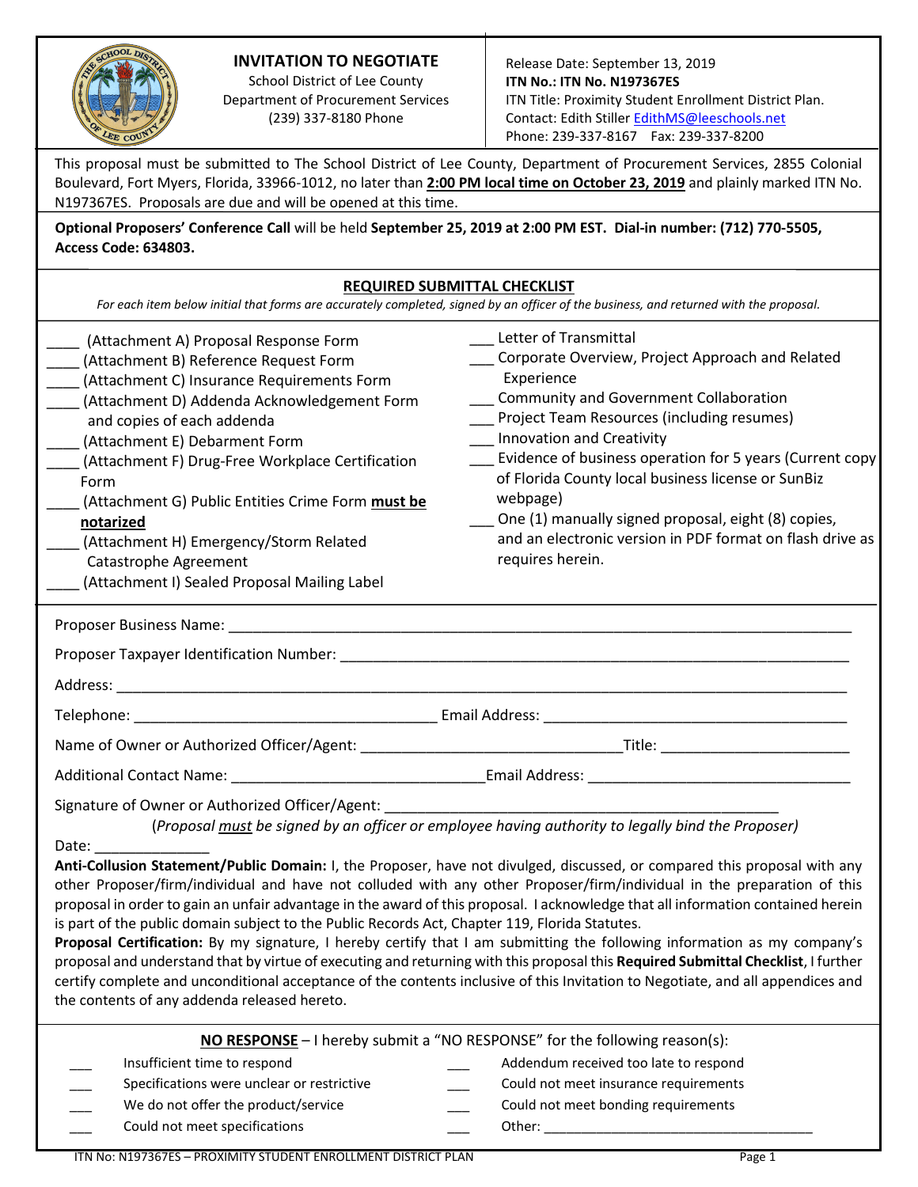# INVITATION TO NEGOTIATE

School District of Lee County
Department of Procurement Services
(239) 337-8180 Phone

Release Date: September 13, 2019
**ITN No.: ITN No. N197367ES**
ITN Title: Proximity Student Enrollment District Plan.
Contact: Edith Stiller EdithMS@leeschools.net
Phone: 239-337-8167 Fax: 239-337-8200

This proposal must be submitted to The School District of Lee County, Department of Procurement Services, 2855 Colonial Boulevard, Fort Myers, Florida, 33966-1012, no later than **2:00 PM local time on October 23, 2019** and plainly marked ITN No. N197367ES. Proposals are due and will be opened at this time.

**Optional Proposers' Conference Call** will be held **September 25, 2019 at 2:00 PM EST. Dial-in number: (712) 770-5505, Access Code: 634803.**

## REQUIRED SUBMITTAL CHECKLIST

*For each item below initial that forms are accurately completed, signed by an officer of the business, and returned with the proposal.*

____ (Attachment A) Proposal Response Form
____ (Attachment B) Reference Request Form
____ (Attachment C) Insurance Requirements Form
____ (Attachment D) Addenda Acknowledgement Form and copies of each addenda
____ (Attachment E) Debarment Form
____ (Attachment F) Drug-Free Workplace Certification Form
____ (Attachment G) Public Entities Crime Form **must be notarized**
____ (Attachment H) Emergency/Storm Related Catastrophe Agreement
____ (Attachment I) Sealed Proposal Mailing Label

___ Letter of Transmittal
___ Corporate Overview, Project Approach and Related Experience
___ Community and Government Collaboration
___ Project Team Resources (including resumes)
___ Innovation and Creativity
___ Evidence of business operation for 5 years (Current copy of Florida County local business license or SunBiz webpage)
___ One (1) manually signed proposal, eight (8) copies, and an electronic version in PDF format on flash drive as requires herein.

Proposer Business Name: ______________________________________________

Proposer Taxpayer Identification Number: ______________________________________________

Address: ______________________________________________

Telephone: ______________________ Email Address: ______________________

Name of Owner or Authorized Officer/Agent: ______________________ Title: ______________________

Additional Contact Name: ______________________ Email Address: ______________________

Signature of Owner or Authorized Officer/Agent: ______________________________________________
(*Proposal must be signed by an officer or employee having authority to legally bind the Proposer)*

Date: ______________

**Anti-Collusion Statement/Public Domain:** I, the Proposer, have not divulged, discussed, or compared this proposal with any other Proposer/firm/individual and have not colluded with any other Proposer/firm/individual in the preparation of this proposal in order to gain an unfair advantage in the award of this proposal. I acknowledge that all information contained herein is part of the public domain subject to the Public Records Act, Chapter 119, Florida Statutes.

**Proposal Certification:** By my signature, I hereby certify that I am submitting the following information as my company's proposal and understand that by virtue of executing and returning with this proposal this **Required Submittal Checklist**, I further certify complete and unconditional acceptance of the contents inclusive of this Invitation to Negotiate, and all appendices and the contents of any addenda released hereto.

**NO RESPONSE** – I hereby submit a "NO RESPONSE" for the following reason(s):

___ Insufficient time to respond
___ Specifications were unclear or restrictive
___ We do not offer the product/service
___ Could not meet specifications
___ Addendum received too late to respond
___ Could not meet insurance requirements
___ Could not meet bonding requirements
___ Other: ______________________________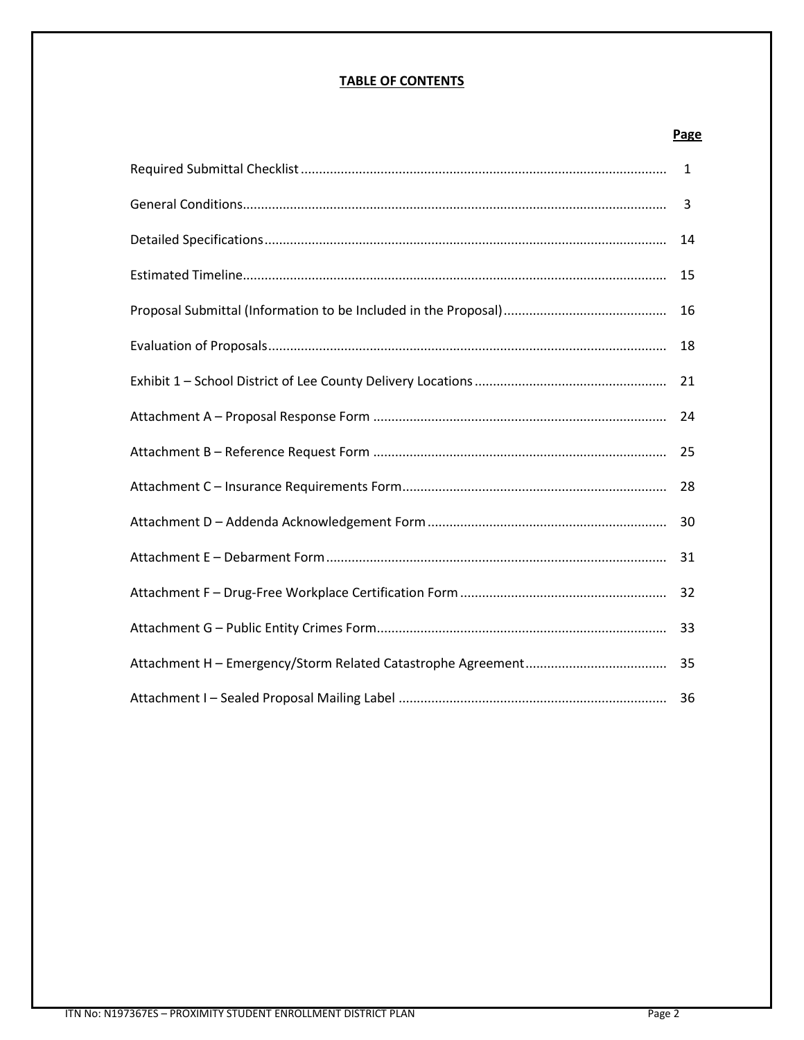## TABLE OF CONTENTS

| | Page |
|---|---|
| Required Submittal Checklist | 1 |
| General Conditions | 3 |
| Detailed Specifications | 14 |
| Estimated Timeline | 15 |
| Proposal Submittal (Information to be Included in the Proposal) | 16 |
| Evaluation of Proposals | 18 |
| Exhibit 1 – School District of Lee County Delivery Locations | 21 |
| Attachment A – Proposal Response Form | 24 |
| Attachment B – Reference Request Form | 25 |
| Attachment C – Insurance Requirements Form | 28 |
| Attachment D – Addenda Acknowledgement Form | 30 |
| Attachment E – Debarment Form | 31 |
| Attachment F – Drug-Free Workplace Certification Form | 32 |
| Attachment G – Public Entity Crimes Form | 33 |
| Attachment H – Emergency/Storm Related Catastrophe Agreement | 35 |
| Attachment I – Sealed Proposal Mailing Label | 36 |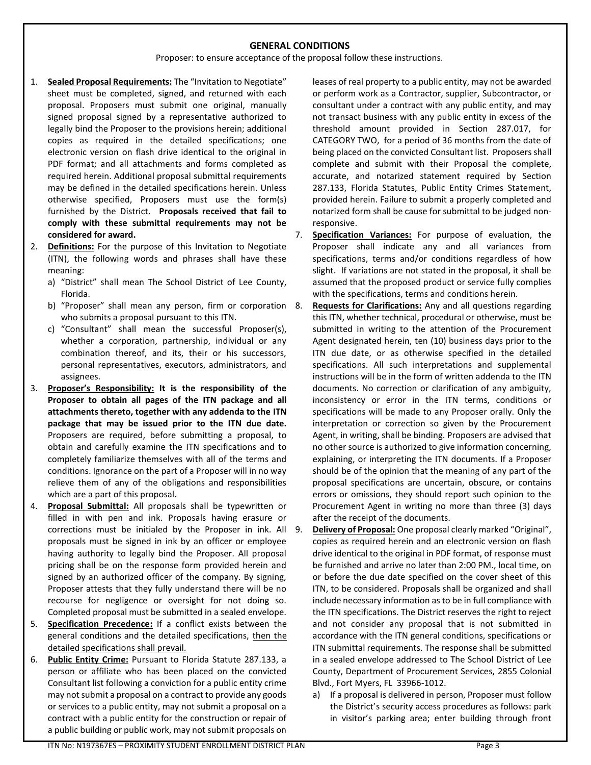## GENERAL CONDITIONS

Proposer: to ensure acceptance of the proposal follow these instructions.

1. **Sealed Proposal Requirements:** The "Invitation to Negotiate" sheet must be completed, signed, and returned with each proposal. Proposers must submit one original, manually signed proposal signed by a representative authorized to legally bind the Proposer to the provisions herein; additional copies as required in the detailed specifications; one electronic version on flash drive identical to the original in PDF format; and all attachments and forms completed as required herein. Additional proposal submittal requirements may be defined in the detailed specifications herein. Unless otherwise specified, Proposers must use the form(s) furnished by the District. **Proposals received that fail to comply with these submittal requirements may not be considered for award.**
2. **Definitions:** For the purpose of this Invitation to Negotiate (ITN), the following words and phrases shall have these meaning:
   a) "District" shall mean The School District of Lee County, Florida.
   b) "Proposer" shall mean any person, firm or corporation who submits a proposal pursuant to this ITN.
   c) "Consultant" shall mean the successful Proposer(s), whether a corporation, partnership, individual or any combination thereof, and its, their or his successors, personal representatives, executors, administrators, and assignees.
3. **Proposer's Responsibility:** **It is the responsibility of the Proposer to obtain all pages of the ITN package and all attachments thereto, together with any addenda to the ITN package that may be issued prior to the ITN due date.** Proposers are required, before submitting a proposal, to obtain and carefully examine the ITN specifications and to completely familiarize themselves with all of the terms and conditions. Ignorance on the part of a Proposer will in no way relieve them of any of the obligations and responsibilities which are a part of this proposal.
4. **Proposal Submittal:** All proposals shall be typewritten or filled in with pen and ink. Proposals having erasure or corrections must be initialed by the Proposer in ink. All proposals must be signed in ink by an officer or employee having authority to legally bind the Proposer. All proposal pricing shall be on the response form provided herein and signed by an authorized officer of the company. By signing, Proposer attests that they fully understand there will be no recourse for negligence or oversight for not doing so. Completed proposal must be submitted in a sealed envelope.
5. **Specification Precedence:** If a conflict exists between the general conditions and the detailed specifications, <u>then the detailed specifications shall prevail.</u>
6. **Public Entity Crime:** Pursuant to Florida Statute 287.133, a person or affiliate who has been placed on the convicted Consultant list following a conviction for a public entity crime may not submit a proposal on a contract to provide any goods or services to a public entity, may not submit a proposal on a contract with a public entity for the construction or repair of a public building or public work, may not submit proposals on leases of real property to a public entity, may not be awarded or perform work as a Contractor, supplier, Subcontractor, or consultant under a contract with any public entity, and may not transact business with any public entity in excess of the threshold amount provided in Section 287.017, for CATEGORY TWO, for a period of 36 months from the date of being placed on the convicted Consultant list. Proposers shall complete and submit with their Proposal the complete, accurate, and notarized statement required by Section 287.133, Florida Statutes, Public Entity Crimes Statement, provided herein. Failure to submit a properly completed and notarized form shall be cause for submittal to be judged non-responsive.
7. **Specification Variances:** For purpose of evaluation, the Proposer shall indicate any and all variances from specifications, terms and/or conditions regardless of how slight. If variations are not stated in the proposal, it shall be assumed that the proposed product or service fully complies with the specifications, terms and conditions herein.
8. **Requests for Clarifications:** Any and all questions regarding this ITN, whether technical, procedural or otherwise, must be submitted in writing to the attention of the Procurement Agent designated herein, ten (10) business days prior to the ITN due date, or as otherwise specified in the detailed specifications. All such interpretations and supplemental instructions will be in the form of written addenda to the ITN documents. No correction or clarification of any ambiguity, inconsistency or error in the ITN terms, conditions or specifications will be made to any Proposer orally. Only the interpretation or correction so given by the Procurement Agent, in writing, shall be binding. Proposers are advised that no other source is authorized to give information concerning, explaining, or interpreting the ITN documents. If a Proposer should be of the opinion that the meaning of any part of the proposal specifications are uncertain, obscure, or contains errors or omissions, they should report such opinion to the Procurement Agent in writing no more than three (3) days after the receipt of the documents.
9. **Delivery of Proposal:** One proposal clearly marked "Original", copies as required herein and an electronic version on flash drive identical to the original in PDF format, of response must be furnished and arrive no later than 2:00 PM., local time, on or before the due date specified on the cover sheet of this ITN, to be considered. Proposals shall be organized and shall include necessary information as to be in full compliance with the ITN specifications. The District reserves the right to reject and not consider any proposal that is not submitted in accordance with the ITN general conditions, specifications or ITN submittal requirements. The response shall be submitted in a sealed envelope addressed to The School District of Lee County, Department of Procurement Services, 2855 Colonial Blvd., Fort Myers, FL 33966-1012.
   a) If a proposal is delivered in person, Proposer must follow the District's security access procedures as follows: park in visitor's parking area; enter building through front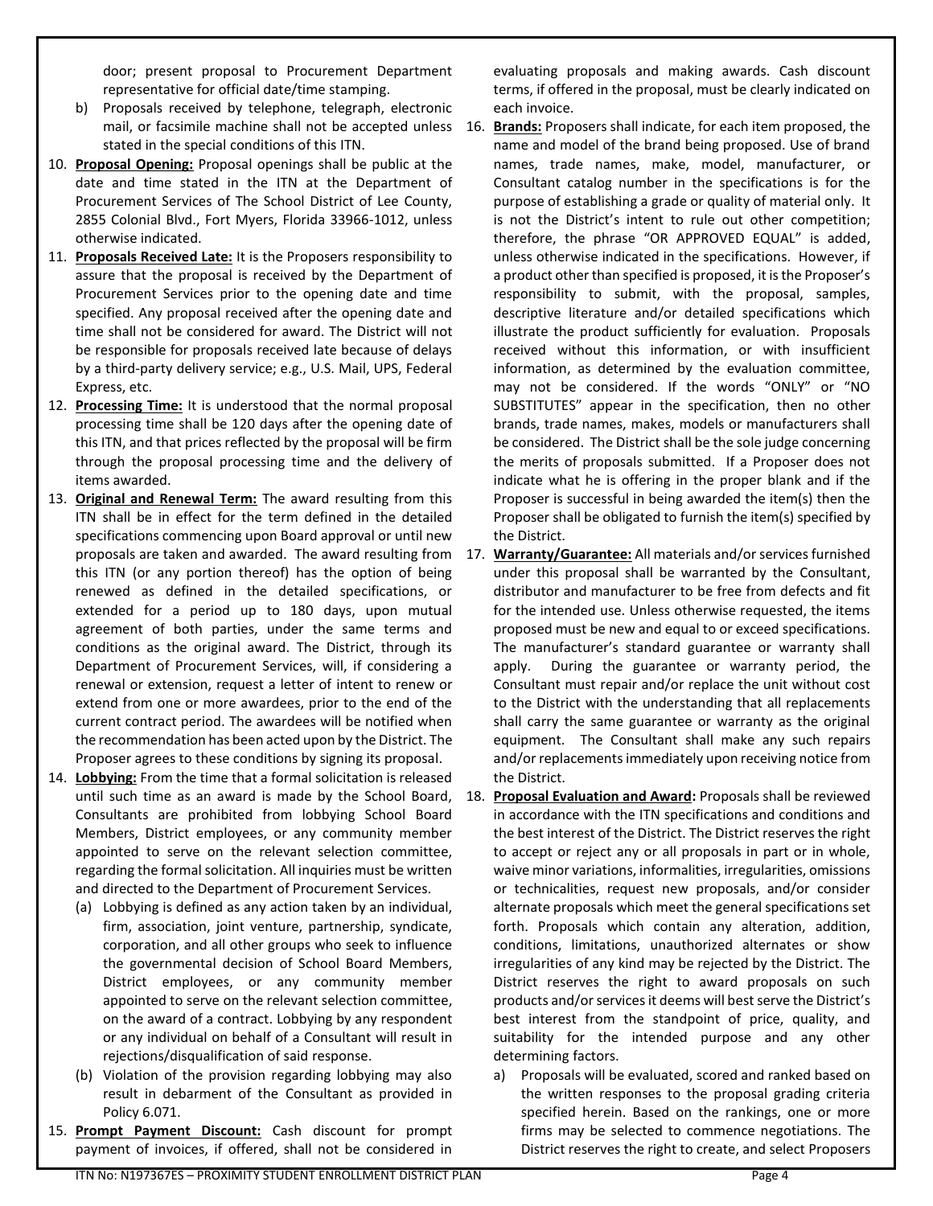door; present proposal to Procurement Department representative for official date/time stamping.

b) Proposals received by telephone, telegraph, electronic mail, or facsimile machine shall not be accepted unless stated in the special conditions of this ITN.

10. **Proposal Opening:** Proposal openings shall be public at the date and time stated in the ITN at the Department of Procurement Services of The School District of Lee County, 2855 Colonial Blvd., Fort Myers, Florida 33966-1012, unless otherwise indicated.

11. **Proposals Received Late:** It is the Proposers responsibility to assure that the proposal is received by the Department of Procurement Services prior to the opening date and time specified. Any proposal received after the opening date and time shall not be considered for award. The District will not be responsible for proposals received late because of delays by a third-party delivery service; e.g., U.S. Mail, UPS, Federal Express, etc.

12. **Processing Time:** It is understood that the normal proposal processing time shall be 120 days after the opening date of this ITN, and that prices reflected by the proposal will be firm through the proposal processing time and the delivery of items awarded.

13. **Original and Renewal Term:** The award resulting from this ITN shall be in effect for the term defined in the detailed specifications commencing upon Board approval or until new proposals are taken and awarded. The award resulting from this ITN (or any portion thereof) has the option of being renewed as defined in the detailed specifications, or extended for a period up to 180 days, upon mutual agreement of both parties, under the same terms and conditions as the original award. The District, through its Department of Procurement Services, will, if considering a renewal or extension, request a letter of intent to renew or extend from one or more awardees, prior to the end of the current contract period. The awardees will be notified when the recommendation has been acted upon by the District. The Proposer agrees to these conditions by signing its proposal.

14. **Lobbying:** From the time that a formal solicitation is released until such time as an award is made by the School Board, Consultants are prohibited from lobbying School Board Members, District employees, or any community member appointed to serve on the relevant selection committee, regarding the formal solicitation. All inquiries must be written and directed to the Department of Procurement Services.
    (a) Lobbying is defined as any action taken by an individual, firm, association, joint venture, partnership, syndicate, corporation, and all other groups who seek to influence the governmental decision of School Board Members, District employees, or any community member appointed to serve on the relevant selection committee, on the award of a contract. Lobbying by any respondent or any individual on behalf of a Consultant will result in rejections/disqualification of said response.
    (b) Violation of the provision regarding lobbying may also result in debarment of the Consultant as provided in Policy 6.071.

15. **Prompt Payment Discount:** Cash discount for prompt payment of invoices, if offered, shall not be considered in evaluating proposals and making awards. Cash discount terms, if offered in the proposal, must be clearly indicated on each invoice.

16. **Brands:** Proposers shall indicate, for each item proposed, the name and model of the brand being proposed. Use of brand names, trade names, make, model, manufacturer, or Consultant catalog number in the specifications is for the purpose of establishing a grade or quality of material only. It is not the District's intent to rule out other competition; therefore, the phrase "OR APPROVED EQUAL" is added, unless otherwise indicated in the specifications. However, if a product other than specified is proposed, it is the Proposer's responsibility to submit, with the proposal, samples, descriptive literature and/or detailed specifications which illustrate the product sufficiently for evaluation. Proposals received without this information, or with insufficient information, as determined by the evaluation committee, may not be considered. If the words "ONLY" or "NO SUBSTITUTES" appear in the specification, then no other brands, trade names, makes, models or manufacturers shall be considered. The District shall be the sole judge concerning the merits of proposals submitted. If a Proposer does not indicate what he is offering in the proper blank and if the Proposer is successful in being awarded the item(s) then the Proposer shall be obligated to furnish the item(s) specified by the District.

17. **Warranty/Guarantee:** All materials and/or services furnished under this proposal shall be warranted by the Consultant, distributor and manufacturer to be free from defects and fit for the intended use. Unless otherwise requested, the items proposed must be new and equal to or exceed specifications. The manufacturer's standard guarantee or warranty shall apply. During the guarantee or warranty period, the Consultant must repair and/or replace the unit without cost to the District with the understanding that all replacements shall carry the same guarantee or warranty as the original equipment. The Consultant shall make any such repairs and/or replacements immediately upon receiving notice from the District.

18. **Proposal Evaluation and Award:** Proposals shall be reviewed in accordance with the ITN specifications and conditions and the best interest of the District. The District reserves the right to accept or reject any or all proposals in part or in whole, waive minor variations, informalities, irregularities, omissions or technicalities, request new proposals, and/or consider alternate proposals which meet the general specifications set forth. Proposals which contain any alteration, addition, conditions, limitations, unauthorized alternates or show irregularities of any kind may be rejected by the District. The District reserves the right to award proposals on such products and/or services it deems will best serve the District's best interest from the standpoint of price, quality, and suitability for the intended purpose and any other determining factors.
    a) Proposals will be evaluated, scored and ranked based on the written responses to the proposal grading criteria specified herein. Based on the rankings, one or more firms may be selected to commence negotiations. The District reserves the right to create, and select Proposers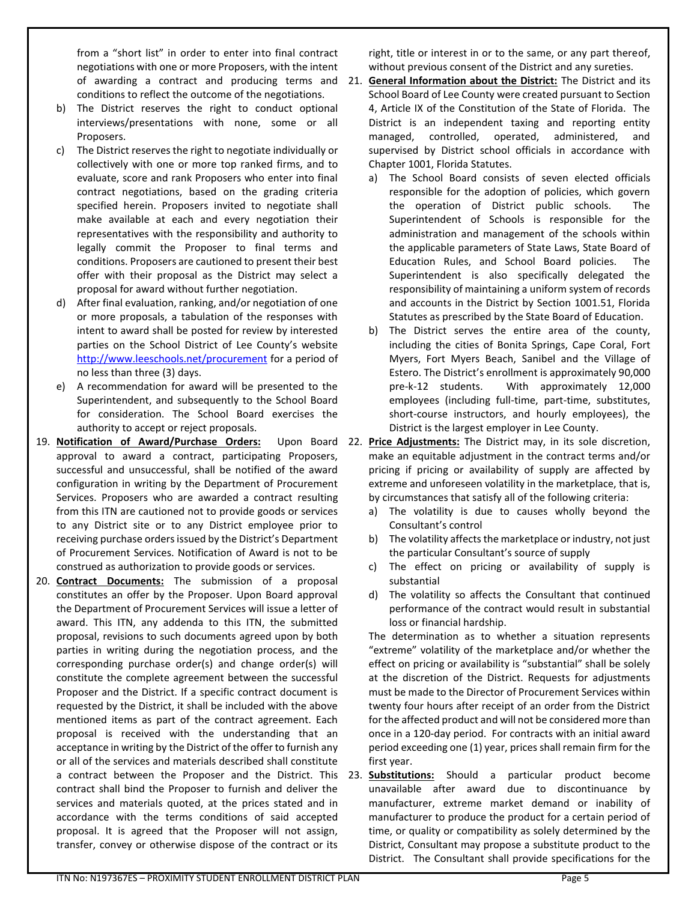from a "short list" in order to enter into final contract negotiations with one or more Proposers, with the intent of awarding a contract and producing terms and conditions to reflect the outcome of the negotiations.

b) The District reserves the right to conduct optional interviews/presentations with none, some or all Proposers.

c) The District reserves the right to negotiate individually or collectively with one or more top ranked firms, and to evaluate, score and rank Proposers who enter into final contract negotiations, based on the grading criteria specified herein. Proposers invited to negotiate shall make available at each and every negotiation their representatives with the responsibility and authority to legally commit the Proposer to final terms and conditions. Proposers are cautioned to present their best offer with their proposal as the District may select a proposal for award without further negotiation.

d) After final evaluation, ranking, and/or negotiation of one or more proposals, a tabulation of the responses with intent to award shall be posted for review by interested parties on the School District of Lee County's website http://www.leeschools.net/procurement for a period of no less than three (3) days.

e) A recommendation for award will be presented to the Superintendent, and subsequently to the School Board for consideration. The School Board exercises the authority to accept or reject proposals.

19. **Notification of Award/Purchase Orders:** Upon Board approval to award a contract, participating Proposers, successful and unsuccessful, shall be notified of the award configuration in writing by the Department of Procurement Services. Proposers who are awarded a contract resulting from this ITN are cautioned not to provide goods or services to any District site or to any District employee prior to receiving purchase orders issued by the District's Department of Procurement Services. Notification of Award is not to be construed as authorization to provide goods or services.

20. **Contract Documents:** The submission of a proposal constitutes an offer by the Proposer. Upon Board approval the Department of Procurement Services will issue a letter of award. This ITN, any addenda to this ITN, the submitted proposal, revisions to such documents agreed upon by both parties in writing during the negotiation process, and the corresponding purchase order(s) and change order(s) will constitute the complete agreement between the successful Proposer and the District. If a specific contract document is requested by the District, it shall be included with the above mentioned items as part of the contract agreement. Each proposal is received with the understanding that an acceptance in writing by the District of the offer to furnish any or all of the services and materials described shall constitute a contract between the Proposer and the District. This contract shall bind the Proposer to furnish and deliver the services and materials quoted, at the prices stated and in accordance with the terms conditions of said accepted proposal. It is agreed that the Proposer will not assign, transfer, convey or otherwise dispose of the contract or its right, title or interest in or to the same, or any part thereof, without previous consent of the District and any sureties.

21. **General Information about the District:** The District and its School Board of Lee County were created pursuant to Section 4, Article IX of the Constitution of the State of Florida. The District is an independent taxing and reporting entity managed, controlled, operated, administered, and supervised by District school officials in accordance with Chapter 1001, Florida Statutes.

a) The School Board consists of seven elected officials responsible for the adoption of policies, which govern the operation of District public schools. The Superintendent of Schools is responsible for the administration and management of the schools within the applicable parameters of State Laws, State Board of Education Rules, and School Board policies. The Superintendent is also specifically delegated the responsibility of maintaining a uniform system of records and accounts in the District by Section 1001.51, Florida Statutes as prescribed by the State Board of Education.

b) The District serves the entire area of the county, including the cities of Bonita Springs, Cape Coral, Fort Myers, Fort Myers Beach, Sanibel and the Village of Estero. The District's enrollment is approximately 90,000 pre-k-12 students. With approximately 12,000 employees (including full-time, part-time, substitutes, short-course instructors, and hourly employees), the District is the largest employer in Lee County.

22. **Price Adjustments:** The District may, in its sole discretion, make an equitable adjustment in the contract terms and/or pricing if pricing or availability of supply are affected by extreme and unforeseen volatility in the marketplace, that is, by circumstances that satisfy all of the following criteria:

a) The volatility is due to causes wholly beyond the Consultant's control

b) The volatility affects the marketplace or industry, not just the particular Consultant's source of supply

c) The effect on pricing or availability of supply is substantial

d) The volatility so affects the Consultant that continued performance of the contract would result in substantial loss or financial hardship.

The determination as to whether a situation represents "extreme" volatility of the marketplace and/or whether the effect on pricing or availability is "substantial" shall be solely at the discretion of the District. Requests for adjustments must be made to the Director of Procurement Services within twenty four hours after receipt of an order from the District for the affected product and will not be considered more than once in a 120-day period. For contracts with an initial award period exceeding one (1) year, prices shall remain firm for the first year.

23. **Substitutions:** Should a particular product become unavailable after award due to discontinuance by manufacturer, extreme market demand or inability of manufacturer to produce the product for a certain period of time, or quality or compatibility as solely determined by the District, Consultant may propose a substitute product to the District. The Consultant shall provide specifications for the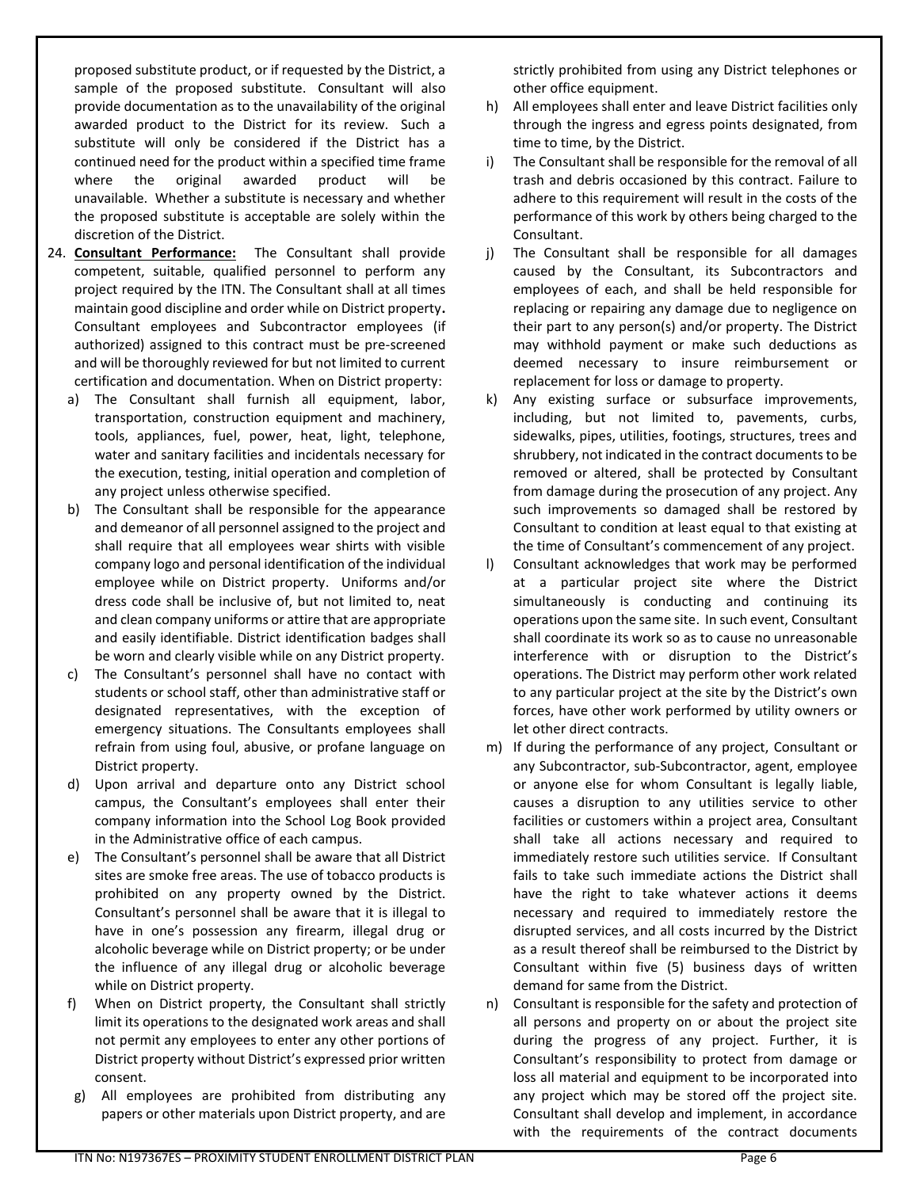proposed substitute product, or if requested by the District, a sample of the proposed substitute. Consultant will also provide documentation as to the unavailability of the original awarded product to the District for its review. Such a substitute will only be considered if the District has a continued need for the product within a specified time frame where the original awarded product will be unavailable. Whether a substitute is necessary and whether the proposed substitute is acceptable are solely within the discretion of the District.

24. **Consultant Performance:** The Consultant shall provide competent, suitable, qualified personnel to perform any project required by the ITN. The Consultant shall at all times maintain good discipline and order while on District property**.** Consultant employees and Subcontractor employees (if authorized) assigned to this contract must be pre-screened and will be thoroughly reviewed for but not limited to current certification and documentation. When on District property:
    a) The Consultant shall furnish all equipment, labor, transportation, construction equipment and machinery, tools, appliances, fuel, power, heat, light, telephone, water and sanitary facilities and incidentals necessary for the execution, testing, initial operation and completion of any project unless otherwise specified.
    b) The Consultant shall be responsible for the appearance and demeanor of all personnel assigned to the project and shall require that all employees wear shirts with visible company logo and personal identification of the individual employee while on District property. Uniforms and/or dress code shall be inclusive of, but not limited to, neat and clean company uniforms or attire that are appropriate and easily identifiable. District identification badges shall be worn and clearly visible while on any District property.
    c) The Consultant's personnel shall have no contact with students or school staff, other than administrative staff or designated representatives, with the exception of emergency situations. The Consultants employees shall refrain from using foul, abusive, or profane language on District property.
    d) Upon arrival and departure onto any District school campus, the Consultant's employees shall enter their company information into the School Log Book provided in the Administrative office of each campus.
    e) The Consultant's personnel shall be aware that all District sites are smoke free areas. The use of tobacco products is prohibited on any property owned by the District. Consultant's personnel shall be aware that it is illegal to have in one's possession any firearm, illegal drug or alcoholic beverage while on District property; or be under the influence of any illegal drug or alcoholic beverage while on District property.
    f) When on District property, the Consultant shall strictly limit its operations to the designated work areas and shall not permit any employees to enter any other portions of District property without District's expressed prior written consent.
    g) All employees are prohibited from distributing any papers or other materials upon District property, and are strictly prohibited from using any District telephones or other office equipment.
    h) All employees shall enter and leave District facilities only through the ingress and egress points designated, from time to time, by the District.
    i) The Consultant shall be responsible for the removal of all trash and debris occasioned by this contract. Failure to adhere to this requirement will result in the costs of the performance of this work by others being charged to the Consultant.
    j) The Consultant shall be responsible for all damages caused by the Consultant, its Subcontractors and employees of each, and shall be held responsible for replacing or repairing any damage due to negligence on their part to any person(s) and/or property. The District may withhold payment or make such deductions as deemed necessary to insure reimbursement or replacement for loss or damage to property.
    k) Any existing surface or subsurface improvements, including, but not limited to, pavements, curbs, sidewalks, pipes, utilities, footings, structures, trees and shrubbery, not indicated in the contract documents to be removed or altered, shall be protected by Consultant from damage during the prosecution of any project. Any such improvements so damaged shall be restored by Consultant to condition at least equal to that existing at the time of Consultant's commencement of any project.
    l) Consultant acknowledges that work may be performed at a particular project site where the District simultaneously is conducting and continuing its operations upon the same site. In such event, Consultant shall coordinate its work so as to cause no unreasonable interference with or disruption to the District's operations. The District may perform other work related to any particular project at the site by the District's own forces, have other work performed by utility owners or let other direct contracts.
    m) If during the performance of any project, Consultant or any Subcontractor, sub-Subcontractor, agent, employee or anyone else for whom Consultant is legally liable, causes a disruption to any utilities service to other facilities or customers within a project area, Consultant shall take all actions necessary and required to immediately restore such utilities service. If Consultant fails to take such immediate actions the District shall have the right to take whatever actions it deems necessary and required to immediately restore the disrupted services, and all costs incurred by the District as a result thereof shall be reimbursed to the District by Consultant within five (5) business days of written demand for same from the District.
    n) Consultant is responsible for the safety and protection of all persons and property on or about the project site during the progress of any project. Further, it is Consultant's responsibility to protect from damage or loss all material and equipment to be incorporated into any project which may be stored off the project site. Consultant shall develop and implement, in accordance with the requirements of the contract documents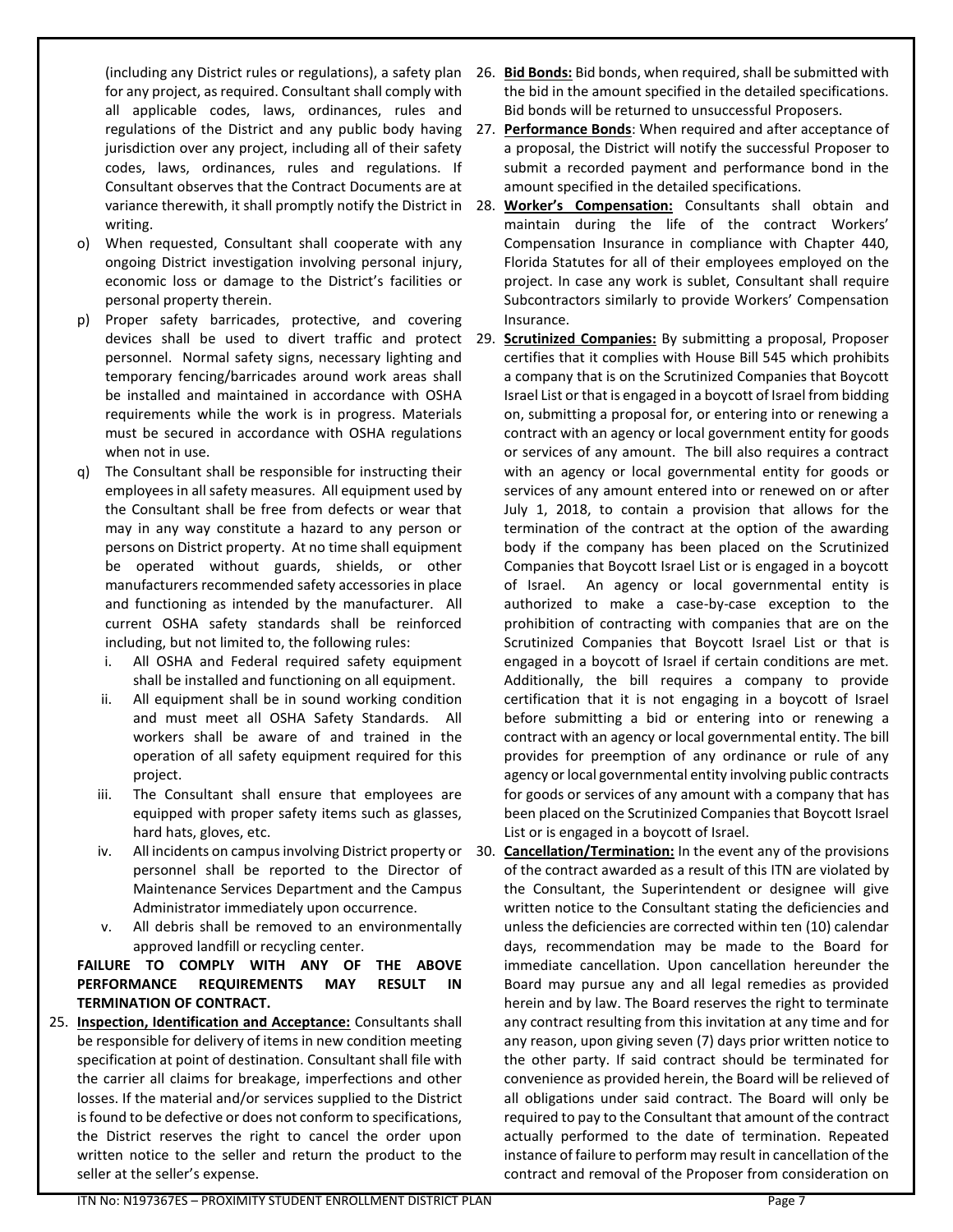(including any District rules or regulations), a safety plan for any project, as required. Consultant shall comply with all applicable codes, laws, ordinances, rules and regulations of the District and any public body having jurisdiction over any project, including all of their safety codes, laws, ordinances, rules and regulations. If Consultant observes that the Contract Documents are at variance therewith, it shall promptly notify the District in writing.

o) When requested, Consultant shall cooperate with any ongoing District investigation involving personal injury, economic loss or damage to the District's facilities or personal property therein.

p) Proper safety barricades, protective, and covering devices shall be used to divert traffic and protect personnel. Normal safety signs, necessary lighting and temporary fencing/barricades around work areas shall be installed and maintained in accordance with OSHA requirements while the work is in progress. Materials must be secured in accordance with OSHA regulations when not in use.

q) The Consultant shall be responsible for instructing their employees in all safety measures. All equipment used by the Consultant shall be free from defects or wear that may in any way constitute a hazard to any person or persons on District property. At no time shall equipment be operated without guards, shields, or other manufacturers recommended safety accessories in place and functioning as intended by the manufacturer. All current OSHA safety standards shall be reinforced including, but not limited to, the following rules:

   i. All OSHA and Federal required safety equipment shall be installed and functioning on all equipment.
   ii. All equipment shall be in sound working condition and must meet all OSHA Safety Standards. All workers shall be aware of and trained in the operation of all safety equipment required for this project.
   iii. The Consultant shall ensure that employees are equipped with proper safety items such as glasses, hard hats, gloves, etc.
   iv. All incidents on campus involving District property or personnel shall be reported to the Director of Maintenance Services Department and the Campus Administrator immediately upon occurrence.
   v. All debris shall be removed to an environmentally approved landfill or recycling center.

**FAILURE TO COMPLY WITH ANY OF THE ABOVE PERFORMANCE REQUIREMENTS MAY RESULT IN TERMINATION OF CONTRACT.**

25. **Inspection, Identification and Acceptance:** Consultants shall be responsible for delivery of items in new condition meeting specification at point of destination. Consultant shall file with the carrier all claims for breakage, imperfections and other losses. If the material and/or services supplied to the District is found to be defective or does not conform to specifications, the District reserves the right to cancel the order upon written notice to the seller and return the product to the seller at the seller's expense.

26. **Bid Bonds:** Bid bonds, when required, shall be submitted with the bid in the amount specified in the detailed specifications. Bid bonds will be returned to unsuccessful Proposers.

27. **Performance Bonds**: When required and after acceptance of a proposal, the District will notify the successful Proposer to submit a recorded payment and performance bond in the amount specified in the detailed specifications.

28. **Worker's Compensation:** Consultants shall obtain and maintain during the life of the contract Workers' Compensation Insurance in compliance with Chapter 440, Florida Statutes for all of their employees employed on the project. In case any work is sublet, Consultant shall require Subcontractors similarly to provide Workers' Compensation Insurance.

29. **Scrutinized Companies:** By submitting a proposal, Proposer certifies that it complies with House Bill 545 which prohibits a company that is on the Scrutinized Companies that Boycott Israel List or that is engaged in a boycott of Israel from bidding on, submitting a proposal for, or entering into or renewing a contract with an agency or local government entity for goods or services of any amount. The bill also requires a contract with an agency or local governmental entity for goods or services of any amount entered into or renewed on or after July 1, 2018, to contain a provision that allows for the termination of the contract at the option of the awarding body if the company has been placed on the Scrutinized Companies that Boycott Israel List or is engaged in a boycott of Israel. An agency or local governmental entity is authorized to make a case-by-case exception to the prohibition of contracting with companies that are on the Scrutinized Companies that Boycott Israel List or that is engaged in a boycott of Israel if certain conditions are met. Additionally, the bill requires a company to provide certification that it is not engaging in a boycott of Israel before submitting a bid or entering into or renewing a contract with an agency or local governmental entity. The bill provides for preemption of any ordinance or rule of any agency or local governmental entity involving public contracts for goods or services of any amount with a company that has been placed on the Scrutinized Companies that Boycott Israel List or is engaged in a boycott of Israel.

30. **Cancellation/Termination:** In the event any of the provisions of the contract awarded as a result of this ITN are violated by the Consultant, the Superintendent or designee will give written notice to the Consultant stating the deficiencies and unless the deficiencies are corrected within ten (10) calendar days, recommendation may be made to the Board for immediate cancellation. Upon cancellation hereunder the Board may pursue any and all legal remedies as provided herein and by law. The Board reserves the right to terminate any contract resulting from this invitation at any time and for any reason, upon giving seven (7) days prior written notice to the other party. If said contract should be terminated for convenience as provided herein, the Board will be relieved of all obligations under said contract. The Board will only be required to pay to the Consultant that amount of the contract actually performed to the date of termination. Repeated instance of failure to perform may result in cancellation of the contract and removal of the Proposer from consideration on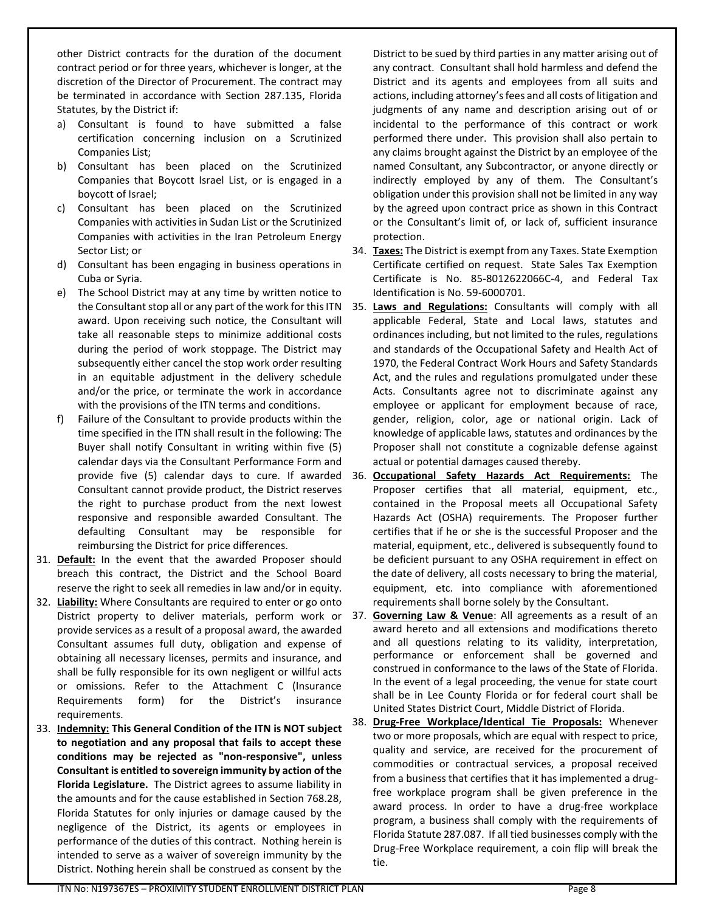other District contracts for the duration of the document contract period or for three years, whichever is longer, at the discretion of the Director of Procurement. The contract may be terminated in accordance with Section 287.135, Florida Statutes, by the District if:

a) Consultant is found to have submitted a false certification concerning inclusion on a Scrutinized Companies List;
b) Consultant has been placed on the Scrutinized Companies that Boycott Israel List, or is engaged in a boycott of Israel;
c) Consultant has been placed on the Scrutinized Companies with activities in Sudan List or the Scrutinized Companies with activities in the Iran Petroleum Energy Sector List; or
d) Consultant has been engaging in business operations in Cuba or Syria.
e) The School District may at any time by written notice to the Consultant stop all or any part of the work for this ITN award. Upon receiving such notice, the Consultant will take all reasonable steps to minimize additional costs during the period of work stoppage. The District may subsequently either cancel the stop work order resulting in an equitable adjustment in the delivery schedule and/or the price, or terminate the work in accordance with the provisions of the ITN terms and conditions.
f) Failure of the Consultant to provide products within the time specified in the ITN shall result in the following: The Buyer shall notify Consultant in writing within five (5) calendar days via the Consultant Performance Form and provide five (5) calendar days to cure. If awarded Consultant cannot provide product, the District reserves the right to purchase product from the next lowest responsive and responsible awarded Consultant. The defaulting Consultant may be responsible for reimbursing the District for price differences.

31. **Default:** In the event that the awarded Proposer should breach this contract, the District and the School Board reserve the right to seek all remedies in law and/or in equity.
32. **Liability:** Where Consultants are required to enter or go onto District property to deliver materials, perform work or provide services as a result of a proposal award, the awarded Consultant assumes full duty, obligation and expense of obtaining all necessary licenses, permits and insurance, and shall be fully responsible for its own negligent or willful acts or omissions. Refer to the Attachment C (Insurance Requirements form) for the District's insurance requirements.
33. **Indemnity: This General Condition of the ITN is NOT subject to negotiation and any proposal that fails to accept these conditions may be rejected as "non-responsive", unless Consultant is entitled to sovereign immunity by action of the Florida Legislature.** The District agrees to assume liability in the amounts and for the cause established in Section 768.28, Florida Statutes for only injuries or damage caused by the negligence of the District, its agents or employees in performance of the duties of this contract. Nothing herein is intended to serve as a waiver of sovereign immunity by the District. Nothing herein shall be construed as consent by the District to be sued by third parties in any matter arising out of any contract. Consultant shall hold harmless and defend the District and its agents and employees from all suits and actions, including attorney's fees and all costs of litigation and judgments of any name and description arising out of or incidental to the performance of this contract or work performed there under. This provision shall also pertain to any claims brought against the District by an employee of the named Consultant, any Subcontractor, or anyone directly or indirectly employed by any of them. The Consultant's obligation under this provision shall not be limited in any way by the agreed upon contract price as shown in this Contract or the Consultant's limit of, or lack of, sufficient insurance protection.
34. **Taxes:** The District is exempt from any Taxes. State Exemption Certificate certified on request. State Sales Tax Exemption Certificate is No. 85-8012622066C-4, and Federal Tax Identification is No. 59-6000701.
35. **Laws and Regulations:** Consultants will comply with all applicable Federal, State and Local laws, statutes and ordinances including, but not limited to the rules, regulations and standards of the Occupational Safety and Health Act of 1970, the Federal Contract Work Hours and Safety Standards Act, and the rules and regulations promulgated under these Acts. Consultants agree not to discriminate against any employee or applicant for employment because of race, gender, religion, color, age or national origin. Lack of knowledge of applicable laws, statutes and ordinances by the Proposer shall not constitute a cognizable defense against actual or potential damages caused thereby.
36. **Occupational Safety Hazards Act Requirements:** The Proposer certifies that all material, equipment, etc., contained in the Proposal meets all Occupational Safety Hazards Act (OSHA) requirements. The Proposer further certifies that if he or she is the successful Proposer and the material, equipment, etc., delivered is subsequently found to be deficient pursuant to any OSHA requirement in effect on the date of delivery, all costs necessary to bring the material, equipment, etc. into compliance with aforementioned requirements shall borne solely by the Consultant.
37. **Governing Law & Venue**: All agreements as a result of an award hereto and all extensions and modifications thereto and all questions relating to its validity, interpretation, performance or enforcement shall be governed and construed in conformance to the laws of the State of Florida. In the event of a legal proceeding, the venue for state court shall be in Lee County Florida or for federal court shall be United States District Court, Middle District of Florida.
38. **Drug-Free Workplace/Identical Tie Proposals:** Whenever two or more proposals, which are equal with respect to price, quality and service, are received for the procurement of commodities or contractual services, a proposal received from a business that certifies that it has implemented a drug-free workplace program shall be given preference in the award process. In order to have a drug-free workplace program, a business shall comply with the requirements of Florida Statute 287.087. If all tied businesses comply with the Drug-Free Workplace requirement, a coin flip will break the tie.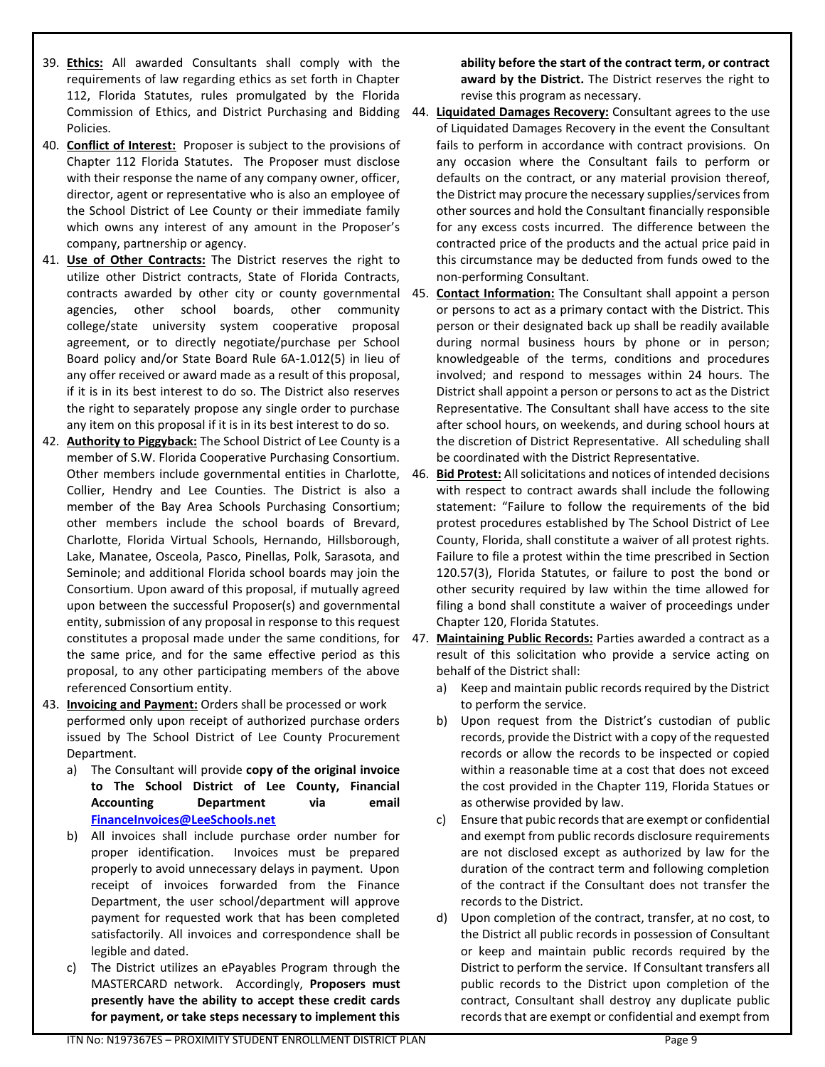39. **Ethics:** All awarded Consultants shall comply with the requirements of law regarding ethics as set forth in Chapter 112, Florida Statutes, rules promulgated by the Florida Commission of Ethics, and District Purchasing and Bidding Policies.
40. **Conflict of Interest:** Proposer is subject to the provisions of Chapter 112 Florida Statutes. The Proposer must disclose with their response the name of any company owner, officer, director, agent or representative who is also an employee of the School District of Lee County or their immediate family which owns any interest of any amount in the Proposer's company, partnership or agency.
41. **Use of Other Contracts:** The District reserves the right to utilize other District contracts, State of Florida Contracts, contracts awarded by other city or county governmental agencies, other school boards, other community college/state university system cooperative proposal agreement, or to directly negotiate/purchase per School Board policy and/or State Board Rule 6A-1.012(5) in lieu of any offer received or award made as a result of this proposal, if it is in its best interest to do so. The District also reserves the right to separately propose any single order to purchase any item on this proposal if it is in its best interest to do so.
42. **Authority to Piggyback:** The School District of Lee County is a member of S.W. Florida Cooperative Purchasing Consortium. Other members include governmental entities in Charlotte, Collier, Hendry and Lee Counties. The District is also a member of the Bay Area Schools Purchasing Consortium; other members include the school boards of Brevard, Charlotte, Florida Virtual Schools, Hernando, Hillsborough, Lake, Manatee, Osceola, Pasco, Pinellas, Polk, Sarasota, and Seminole; and additional Florida school boards may join the Consortium. Upon award of this proposal, if mutually agreed upon between the successful Proposer(s) and governmental entity, submission of any proposal in response to this request constitutes a proposal made under the same conditions, for the same price, and for the same effective period as this proposal, to any other participating members of the above referenced Consortium entity.
43. **Invoicing and Payment:** Orders shall be processed or work performed only upon receipt of authorized purchase orders issued by The School District of Lee County Procurement Department.
    a) The Consultant will provide **copy of the original invoice to The School District of Lee County, Financial Accounting Department via email FinanceInvoices@LeeSchools.net**
    b) All invoices shall include purchase order number for proper identification. Invoices must be prepared properly to avoid unnecessary delays in payment. Upon receipt of invoices forwarded from the Finance Department, the user school/department will approve payment for requested work that has been completed satisfactorily. All invoices and correspondence shall be legible and dated.
    c) The District utilizes an ePayables Program through the MASTERCARD network. Accordingly, **Proposers must presently have the ability to accept these credit cards for payment, or take steps necessary to implement this ability before the start of the contract term, or contract award by the District.** The District reserves the right to revise this program as necessary.
44. **Liquidated Damages Recovery:** Consultant agrees to the use of Liquidated Damages Recovery in the event the Consultant fails to perform in accordance with contract provisions. On any occasion where the Consultant fails to perform or defaults on the contract, or any material provision thereof, the District may procure the necessary supplies/services from other sources and hold the Consultant financially responsible for any excess costs incurred. The difference between the contracted price of the products and the actual price paid in this circumstance may be deducted from funds owed to the non-performing Consultant.
45. **Contact Information:** The Consultant shall appoint a person or persons to act as a primary contact with the District. This person or their designated back up shall be readily available during normal business hours by phone or in person; knowledgeable of the terms, conditions and procedures involved; and respond to messages within 24 hours. The District shall appoint a person or persons to act as the District Representative. The Consultant shall have access to the site after school hours, on weekends, and during school hours at the discretion of District Representative. All scheduling shall be coordinated with the District Representative.
46. **Bid Protest:** All solicitations and notices of intended decisions with respect to contract awards shall include the following statement: "Failure to follow the requirements of the bid protest procedures established by The School District of Lee County, Florida, shall constitute a waiver of all protest rights. Failure to file a protest within the time prescribed in Section 120.57(3), Florida Statutes, or failure to post the bond or other security required by law within the time allowed for filing a bond shall constitute a waiver of proceedings under Chapter 120, Florida Statutes.
47. **Maintaining Public Records:** Parties awarded a contract as a result of this solicitation who provide a service acting on behalf of the District shall:
    a) Keep and maintain public records required by the District to perform the service.
    b) Upon request from the District's custodian of public records, provide the District with a copy of the requested records or allow the records to be inspected or copied within a reasonable time at a cost that does not exceed the cost provided in the Chapter 119, Florida Statues or as otherwise provided by law.
    c) Ensure that pubic records that are exempt or confidential and exempt from public records disclosure requirements are not disclosed except as authorized by law for the duration of the contract term and following completion of the contract if the Consultant does not transfer the records to the District.
    d) Upon completion of the contract, transfer, at no cost, to the District all public records in possession of Consultant or keep and maintain public records required by the District to perform the service. If Consultant transfers all public records to the District upon completion of the contract, Consultant shall destroy any duplicate public records that are exempt or confidential and exempt from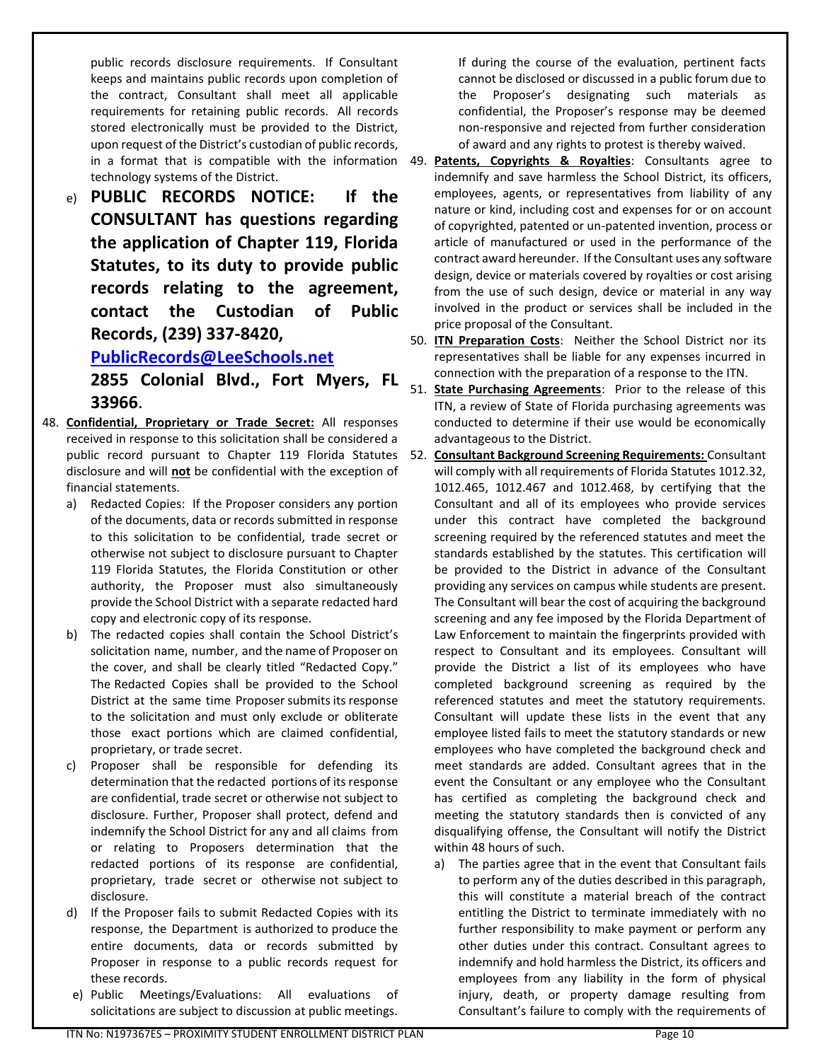public records disclosure requirements. If Consultant keeps and maintains public records upon completion of the contract, Consultant shall meet all applicable requirements for retaining public records. All records stored electronically must be provided to the District, upon request of the District's custodian of public records, in a format that is compatible with the information technology systems of the District.

e) **PUBLIC RECORDS NOTICE: If the CONSULTANT has questions regarding the application of Chapter 119, Florida Statutes, to its duty to provide public records relating to the agreement, contact the Custodian of Public Records, (239) 337-8420, PublicRecords@LeeSchools.net 2855 Colonial Blvd., Fort Myers, FL 33966**.

48. **Confidential, Proprietary or Trade Secret:** All responses received in response to this solicitation shall be considered a public record pursuant to Chapter 119 Florida Statutes disclosure and will **not** be confidential with the exception of financial statements.
    a) Redacted Copies: If the Proposer considers any portion of the documents, data or records submitted in response to this solicitation to be confidential, trade secret or otherwise not subject to disclosure pursuant to Chapter 119 Florida Statutes, the Florida Constitution or other authority, the Proposer must also simultaneously provide the School District with a separate redacted hard copy and electronic copy of its response.
    b) The redacted copies shall contain the School District's solicitation name, number, and the name of Proposer on the cover, and shall be clearly titled "Redacted Copy." The Redacted Copies shall be provided to the School District at the same time Proposer submits its response to the solicitation and must only exclude or obliterate those exact portions which are claimed confidential, proprietary, or trade secret.
    c) Proposer shall be responsible for defending its determination that the redacted portions of its response are confidential, trade secret or otherwise not subject to disclosure. Further, Proposer shall protect, defend and indemnify the School District for any and all claims from or relating to Proposers determination that the redacted portions of its response are confidential, proprietary, trade secret or otherwise not subject to disclosure.
    d) If the Proposer fails to submit Redacted Copies with its response, the Department is authorized to produce the entire documents, data or records submitted by Proposer in response to a public records request for these records.
    e) Public Meetings/Evaluations: All evaluations of solicitations are subject to discussion at public meetings. If during the course of the evaluation, pertinent facts cannot be disclosed or discussed in a public forum due to the Proposer's designating such materials as confidential, the Proposer's response may be deemed non-responsive and rejected from further consideration of award and any rights to protest is thereby waived.

49. **Patents, Copyrights & Royalties**: Consultants agree to indemnify and save harmless the School District, its officers, employees, agents, or representatives from liability of any nature or kind, including cost and expenses for or on account of copyrighted, patented or un-patented invention, process or article of manufactured or used in the performance of the contract award hereunder. If the Consultant uses any software design, device or materials covered by royalties or cost arising from the use of such design, device or material in any way involved in the product or services shall be included in the price proposal of the Consultant.

50. **ITN Preparation Costs**: Neither the School District nor its representatives shall be liable for any expenses incurred in connection with the preparation of a response to the ITN.

51. **State Purchasing Agreements**: Prior to the release of this ITN, a review of State of Florida purchasing agreements was conducted to determine if their use would be economically advantageous to the District.

52. **Consultant Background Screening Requirements:** Consultant will comply with all requirements of Florida Statutes 1012.32, 1012.465, 1012.467 and 1012.468, by certifying that the Consultant and all of its employees who provide services under this contract have completed the background screening required by the referenced statutes and meet the standards established by the statutes. This certification will be provided to the District in advance of the Consultant providing any services on campus while students are present. The Consultant will bear the cost of acquiring the background screening and any fee imposed by the Florida Department of Law Enforcement to maintain the fingerprints provided with respect to Consultant and its employees. Consultant will provide the District a list of its employees who have completed background screening as required by the referenced statutes and meet the statutory requirements. Consultant will update these lists in the event that any employee listed fails to meet the statutory standards or new employees who have completed the background check and meet standards are added. Consultant agrees that in the event the Consultant or any employee who the Consultant has certified as completing the background check and meeting the statutory standards then is convicted of any disqualifying offense, the Consultant will notify the District within 48 hours of such.
    a) The parties agree that in the event that Consultant fails to perform any of the duties described in this paragraph, this will constitute a material breach of the contract entitling the District to terminate immediately with no further responsibility to make payment or perform any other duties under this contract. Consultant agrees to indemnify and hold harmless the District, its officers and employees from any liability in the form of physical injury, death, or property damage resulting from Consultant's failure to comply with the requirements of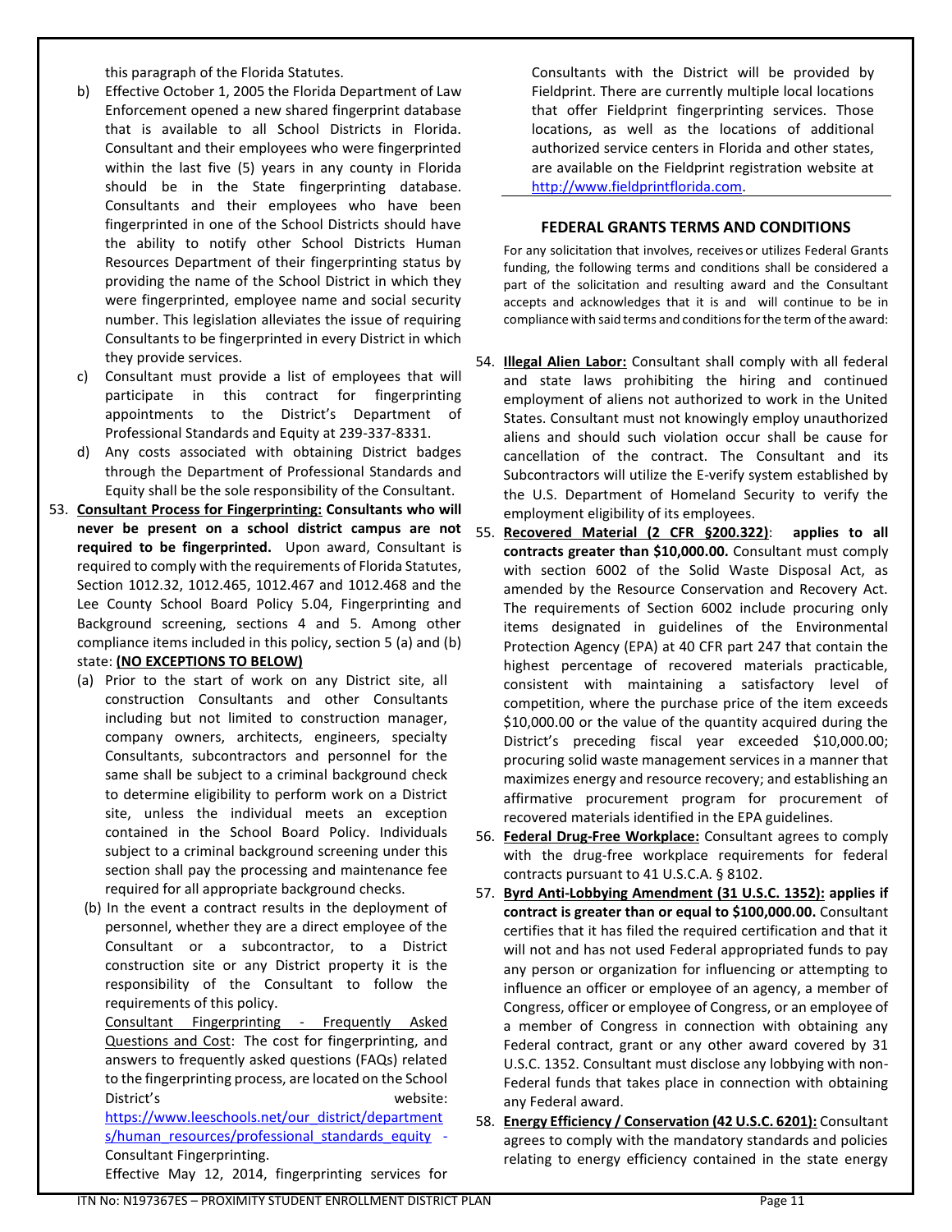this paragraph of the Florida Statutes.

b) Effective October 1, 2005 the Florida Department of Law Enforcement opened a new shared fingerprint database that is available to all School Districts in Florida. Consultant and their employees who were fingerprinted within the last five (5) years in any county in Florida should be in the State fingerprinting database. Consultants and their employees who have been fingerprinted in one of the School Districts should have the ability to notify other School Districts Human Resources Department of their fingerprinting status by providing the name of the School District in which they were fingerprinted, employee name and social security number. This legislation alleviates the issue of requiring Consultants to be fingerprinted in every District in which they provide services.

c) Consultant must provide a list of employees that will participate in this contract for fingerprinting appointments to the District's Department of Professional Standards and Equity at 239-337-8331.

d) Any costs associated with obtaining District badges through the Department of Professional Standards and Equity shall be the sole responsibility of the Consultant.

53. **Consultant Process for Fingerprinting:** **Consultants who will never be present on a school district campus are not required to be fingerprinted.** Upon award, Consultant is required to comply with the requirements of Florida Statutes, Section 1012.32, 1012.465, 1012.467 and 1012.468 and the Lee County School Board Policy 5.04, Fingerprinting and Background screening, sections 4 and 5. Among other compliance items included in this policy, section 5 (a) and (b) state: **(NO EXCEPTIONS TO BELOW)**

   (a) Prior to the start of work on any District site, all construction Consultants and other Consultants including but not limited to construction manager, company owners, architects, engineers, specialty Consultants, subcontractors and personnel for the same shall be subject to a criminal background check to determine eligibility to perform work on a District site, unless the individual meets an exception contained in the School Board Policy. Individuals subject to a criminal background screening under this section shall pay the processing and maintenance fee required for all appropriate background checks.

   (b) In the event a contract results in the deployment of personnel, whether they are a direct employee of the Consultant or a subcontractor, to a District construction site or any District property it is the responsibility of the Consultant to follow the requirements of this policy.

   Consultant Fingerprinting - Frequently Asked Questions and Cost: The cost for fingerprinting, and answers to frequently asked questions (FAQs) related to the fingerprinting process, are located on the School District's website: https://www.leeschools.net/our_district/departments/human_resources/professional_standards_equity - Consultant Fingerprinting.

   Effective May 12, 2014, fingerprinting services for Consultants with the District will be provided by Fieldprint. There are currently multiple local locations that offer Fieldprint fingerprinting services. Those locations, as well as the locations of additional authorized service centers in Florida and other states, are available on the Fieldprint registration website at http://www.fieldprintflorida.com.

## FEDERAL GRANTS TERMS AND CONDITIONS

For any solicitation that involves, receives or utilizes Federal Grants funding, the following terms and conditions shall be considered a part of the solicitation and resulting award and the Consultant accepts and acknowledges that it is and will continue to be in compliance with said terms and conditions for the term of the award:

54. **Illegal Alien Labor:** Consultant shall comply with all federal and state laws prohibiting the hiring and continued employment of aliens not authorized to work in the United States. Consultant must not knowingly employ unauthorized aliens and should such violation occur shall be cause for cancellation of the contract. The Consultant and its Subcontractors will utilize the E-verify system established by the U.S. Department of Homeland Security to verify the employment eligibility of its employees.

55. **Recovered Material (2 CFR §200.322)**: **applies to all contracts greater than $10,000.00.** Consultant must comply with section 6002 of the Solid Waste Disposal Act, as amended by the Resource Conservation and Recovery Act. The requirements of Section 6002 include procuring only items designated in guidelines of the Environmental Protection Agency (EPA) at 40 CFR part 247 that contain the highest percentage of recovered materials practicable, consistent with maintaining a satisfactory level of competition, where the purchase price of the item exceeds $10,000.00 or the value of the quantity acquired during the District's preceding fiscal year exceeded $10,000.00; procuring solid waste management services in a manner that maximizes energy and resource recovery; and establishing an affirmative procurement program for procurement of recovered materials identified in the EPA guidelines.

56. **Federal Drug-Free Workplace:** Consultant agrees to comply with the drug-free workplace requirements for federal contracts pursuant to 41 U.S.C.A. § 8102.

57. **Byrd Anti-Lobbying Amendment (31 U.S.C. 1352):** **applies if contract is greater than or equal to $100,000.00.** Consultant certifies that it has filed the required certification and that it will not and has not used Federal appropriated funds to pay any person or organization for influencing or attempting to influence an officer or employee of an agency, a member of Congress, officer or employee of Congress, or an employee of a member of Congress in connection with obtaining any Federal contract, grant or any other award covered by 31 U.S.C. 1352. Consultant must disclose any lobbying with non-Federal funds that takes place in connection with obtaining any Federal award.

58. **Energy Efficiency / Conservation (42 U.S.C. 6201):** Consultant agrees to comply with the mandatory standards and policies relating to energy efficiency contained in the state energy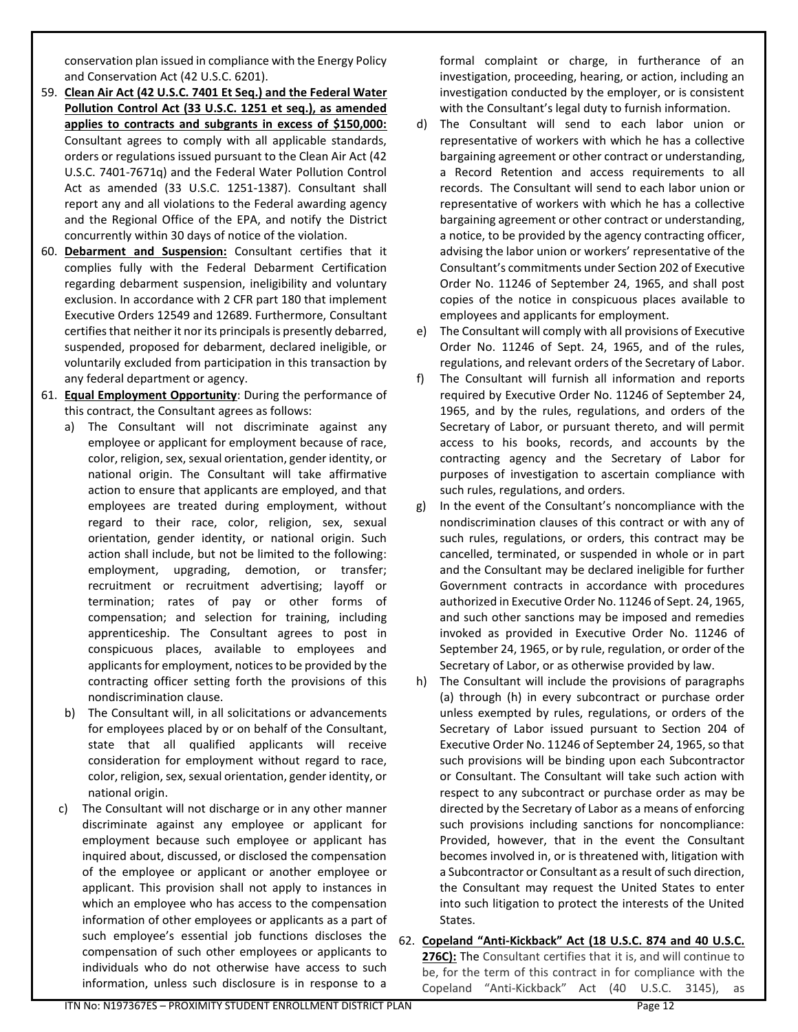conservation plan issued in compliance with the Energy Policy and Conservation Act (42 U.S.C. 6201).

59. **Clean Air Act (42 U.S.C. 7401 Et Seq.) and the Federal Water Pollution Control Act (33 U.S.C. 1251 et seq.), as amended applies to contracts and subgrants in excess of $150,000:** Consultant agrees to comply with all applicable standards, orders or regulations issued pursuant to the Clean Air Act (42 U.S.C. 7401-7671q) and the Federal Water Pollution Control Act as amended (33 U.S.C. 1251-1387). Consultant shall report any and all violations to the Federal awarding agency and the Regional Office of the EPA, and notify the District concurrently within 30 days of notice of the violation.
60. **Debarment and Suspension:** Consultant certifies that it complies fully with the Federal Debarment Certification regarding debarment suspension, ineligibility and voluntary exclusion. In accordance with 2 CFR part 180 that implement Executive Orders 12549 and 12689. Furthermore, Consultant certifies that neither it nor its principals is presently debarred, suspended, proposed for debarment, declared ineligible, or voluntarily excluded from participation in this transaction by any federal department or agency.
61. **Equal Employment Opportunity**: During the performance of this contract, the Consultant agrees as follows:
    a) The Consultant will not discriminate against any employee or applicant for employment because of race, color, religion, sex, sexual orientation, gender identity, or national origin. The Consultant will take affirmative action to ensure that applicants are employed, and that employees are treated during employment, without regard to their race, color, religion, sex, sexual orientation, gender identity, or national origin. Such action shall include, but not be limited to the following: employment, upgrading, demotion, or transfer; recruitment or recruitment advertising; layoff or termination; rates of pay or other forms of compensation; and selection for training, including apprenticeship. The Consultant agrees to post in conspicuous places, available to employees and applicants for employment, notices to be provided by the contracting officer setting forth the provisions of this nondiscrimination clause.
    b) The Consultant will, in all solicitations or advancements for employees placed by or on behalf of the Consultant, state that all qualified applicants will receive consideration for employment without regard to race, color, religion, sex, sexual orientation, gender identity, or national origin.
    c) The Consultant will not discharge or in any other manner discriminate against any employee or applicant for employment because such employee or applicant has inquired about, discussed, or disclosed the compensation of the employee or applicant or another employee or applicant. This provision shall not apply to instances in which an employee who has access to the compensation information of other employees or applicants as a part of such employee's essential job functions discloses the compensation of such other employees or applicants to individuals who do not otherwise have access to such information, unless such disclosure is in response to a formal complaint or charge, in furtherance of an investigation, proceeding, hearing, or action, including an investigation conducted by the employer, or is consistent with the Consultant's legal duty to furnish information.
    d) The Consultant will send to each labor union or representative of workers with which he has a collective bargaining agreement or other contract or understanding, a Record Retention and access requirements to all records. The Consultant will send to each labor union or representative of workers with which he has a collective bargaining agreement or other contract or understanding, a notice, to be provided by the agency contracting officer, advising the labor union or workers' representative of the Consultant's commitments under Section 202 of Executive Order No. 11246 of September 24, 1965, and shall post copies of the notice in conspicuous places available to employees and applicants for employment.
    e) The Consultant will comply with all provisions of Executive Order No. 11246 of Sept. 24, 1965, and of the rules, regulations, and relevant orders of the Secretary of Labor.
    f) The Consultant will furnish all information and reports required by Executive Order No. 11246 of September 24, 1965, and by the rules, regulations, and orders of the Secretary of Labor, or pursuant thereto, and will permit access to his books, records, and accounts by the contracting agency and the Secretary of Labor for purposes of investigation to ascertain compliance with such rules, regulations, and orders.
    g) In the event of the Consultant's noncompliance with the nondiscrimination clauses of this contract or with any of such rules, regulations, or orders, this contract may be cancelled, terminated, or suspended in whole or in part and the Consultant may be declared ineligible for further Government contracts in accordance with procedures authorized in Executive Order No. 11246 of Sept. 24, 1965, and such other sanctions may be imposed and remedies invoked as provided in Executive Order No. 11246 of September 24, 1965, or by rule, regulation, or order of the Secretary of Labor, or as otherwise provided by law.
    h) The Consultant will include the provisions of paragraphs (a) through (h) in every subcontract or purchase order unless exempted by rules, regulations, or orders of the Secretary of Labor issued pursuant to Section 204 of Executive Order No. 11246 of September 24, 1965, so that such provisions will be binding upon each Subcontractor or Consultant. The Consultant will take such action with respect to any subcontract or purchase order as may be directed by the Secretary of Labor as a means of enforcing such provisions including sanctions for noncompliance: Provided, however, that in the event the Consultant becomes involved in, or is threatened with, litigation with a Subcontractor or Consultant as a result of such direction, the Consultant may request the United States to enter into such litigation to protect the interests of the United States.
62. **Copeland "Anti-Kickback" Act (18 U.S.C. 874 and 40 U.S.C. 276C):** The Consultant certifies that it is, and will continue to be, for the term of this contract in for compliance with the Copeland "Anti-Kickback" Act (40 U.S.C. 3145), as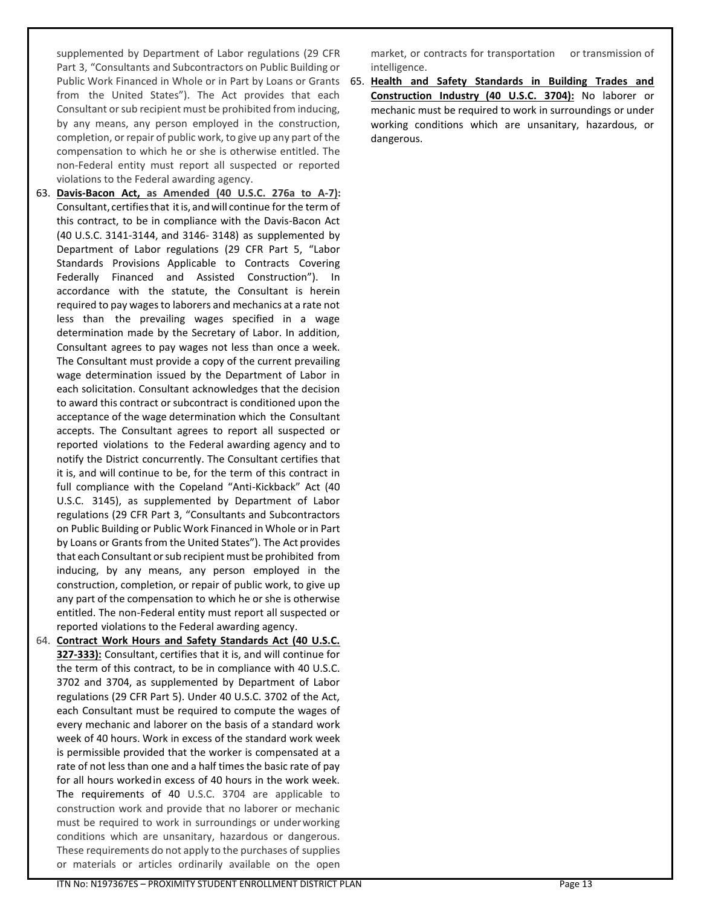supplemented by Department of Labor regulations (29 CFR Part 3, "Consultants and Subcontractors on Public Building or Public Work Financed in Whole or in Part by Loans or Grants from the United States"). The Act provides that each Consultant or sub recipient must be prohibited from inducing, by any means, any person employed in the construction, completion, or repair of public work, to give up any part of the compensation to which he or she is otherwise entitled. The non-Federal entity must report all suspected or reported violations to the Federal awarding agency.

63. **Davis-Bacon Act, as Amended (40 U.S.C. 276a to A-7):** Consultant, certifies that it is, and will continue for the term of this contract, to be in compliance with the Davis-Bacon Act (40 U.S.C. 3141-3144, and 3146- 3148) as supplemented by Department of Labor regulations (29 CFR Part 5, "Labor Standards Provisions Applicable to Contracts Covering Federally Financed and Assisted Construction"). In accordance with the statute, the Consultant is herein required to pay wages to laborers and mechanics at a rate not less than the prevailing wages specified in a wage determination made by the Secretary of Labor. In addition, Consultant agrees to pay wages not less than once a week. The Consultant must provide a copy of the current prevailing wage determination issued by the Department of Labor in each solicitation. Consultant acknowledges that the decision to award this contract or subcontract is conditioned upon the acceptance of the wage determination which the Consultant accepts. The Consultant agrees to report all suspected or reported violations to the Federal awarding agency and to notify the District concurrently. The Consultant certifies that it is, and will continue to be, for the term of this contract in full compliance with the Copeland "Anti-Kickback" Act (40 U.S.C. 3145), as supplemented by Department of Labor regulations (29 CFR Part 3, "Consultants and Subcontractors on Public Building or Public Work Financed in Whole or in Part by Loans or Grants from the United States"). The Act provides that each Consultant or sub recipient must be prohibited from inducing, by any means, any person employed in the construction, completion, or repair of public work, to give up any part of the compensation to which he or she is otherwise entitled. The non-Federal entity must report all suspected or reported violations to the Federal awarding agency.

64. **Contract Work Hours and Safety Standards Act (40 U.S.C. 327-333):** Consultant, certifies that it is, and will continue for the term of this contract, to be in compliance with 40 U.S.C. 3702 and 3704, as supplemented by Department of Labor regulations (29 CFR Part 5). Under 40 U.S.C. 3702 of the Act, each Consultant must be required to compute the wages of every mechanic and laborer on the basis of a standard work week of 40 hours. Work in excess of the standard work week is permissible provided that the worker is compensated at a rate of not less than one and a half times the basic rate of pay for all hours worked in excess of 40 hours in the work week. The requirements of 40 U.S.C. 3704 are applicable to construction work and provide that no laborer or mechanic must be required to work in surroundings or under working conditions which are unsanitary, hazardous or dangerous. These requirements do not apply to the purchases of supplies or materials or articles ordinarily available on the open market, or contracts for transportation or transmission of intelligence.

65. **Health and Safety Standards in Building Trades and Construction Industry (40 U.S.C. 3704):** No laborer or mechanic must be required to work in surroundings or under working conditions which are unsanitary, hazardous, or dangerous.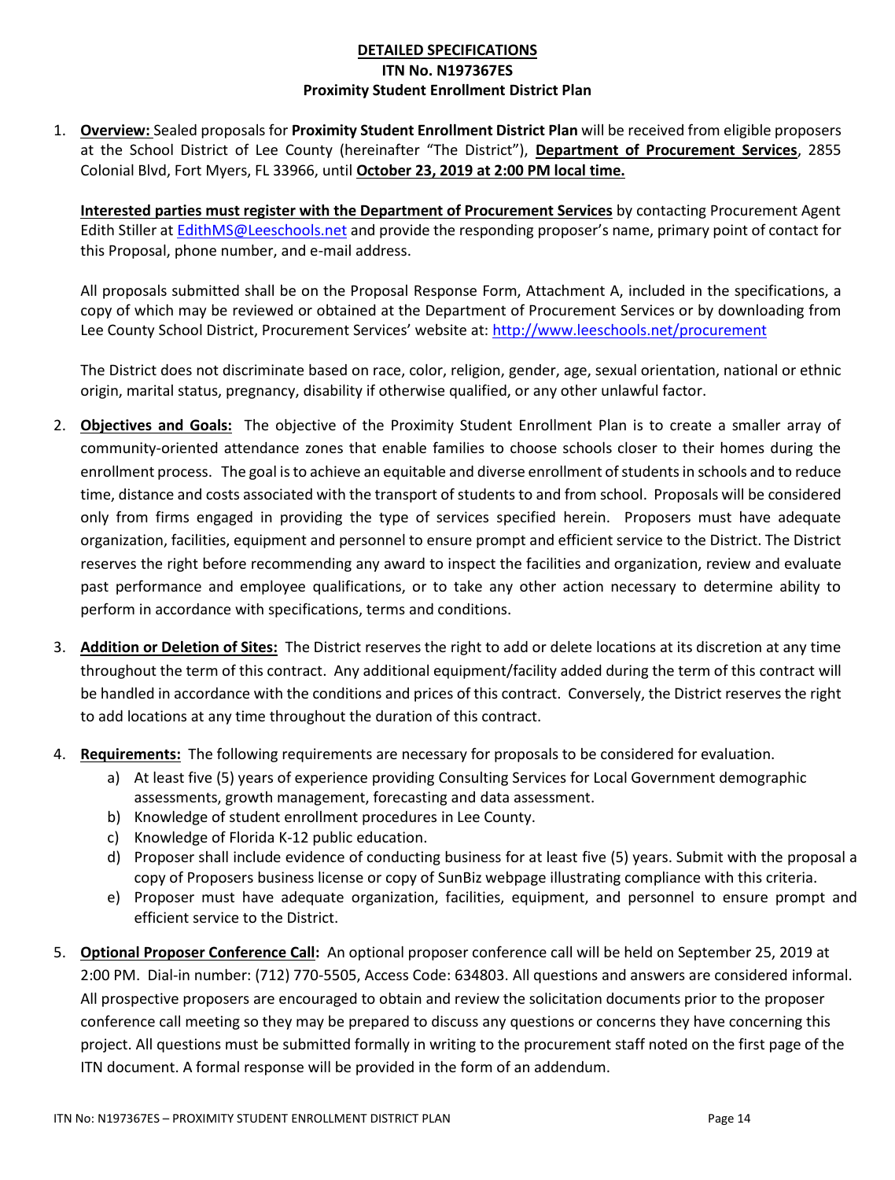**DETAILED SPECIFICATIONS**
**ITN No. N197367ES**
**Proximity Student Enrollment District Plan**

1. **Overview:** Sealed proposals for **Proximity Student Enrollment District Plan** will be received from eligible proposers at the School District of Lee County (hereinafter "The District"), **Department of Procurement Services**, 2855 Colonial Blvd, Fort Myers, FL 33966, until **October 23, 2019 at 2:00 PM local time.**

   **Interested parties must register with the Department of Procurement Services** by contacting Procurement Agent Edith Stiller at EdithMS@Leeschools.net and provide the responding proposer's name, primary point of contact for this Proposal, phone number, and e-mail address.

   All proposals submitted shall be on the Proposal Response Form, Attachment A, included in the specifications, a copy of which may be reviewed or obtained at the Department of Procurement Services or by downloading from Lee County School District, Procurement Services' website at: http://www.leeschools.net/procurement

   The District does not discriminate based on race, color, religion, gender, age, sexual orientation, national or ethnic origin, marital status, pregnancy, disability if otherwise qualified, or any other unlawful factor.

2. **Objectives and Goals:** The objective of the Proximity Student Enrollment Plan is to create a smaller array of community-oriented attendance zones that enable families to choose schools closer to their homes during the enrollment process. The goal is to achieve an equitable and diverse enrollment of students in schools and to reduce time, distance and costs associated with the transport of students to and from school. Proposals will be considered only from firms engaged in providing the type of services specified herein. Proposers must have adequate organization, facilities, equipment and personnel to ensure prompt and efficient service to the District. The District reserves the right before recommending any award to inspect the facilities and organization, review and evaluate past performance and employee qualifications, or to take any other action necessary to determine ability to perform in accordance with specifications, terms and conditions.

3. **Addition or Deletion of Sites:** The District reserves the right to add or delete locations at its discretion at any time throughout the term of this contract. Any additional equipment/facility added during the term of this contract will be handled in accordance with the conditions and prices of this contract. Conversely, the District reserves the right to add locations at any time throughout the duration of this contract.

4. **Requirements:** The following requirements are necessary for proposals to be considered for evaluation.
   a) At least five (5) years of experience providing Consulting Services for Local Government demographic assessments, growth management, forecasting and data assessment.
   b) Knowledge of student enrollment procedures in Lee County.
   c) Knowledge of Florida K-12 public education.
   d) Proposer shall include evidence of conducting business for at least five (5) years. Submit with the proposal a copy of Proposers business license or copy of SunBiz webpage illustrating compliance with this criteria.
   e) Proposer must have adequate organization, facilities, equipment, and personnel to ensure prompt and efficient service to the District.

5. **Optional Proposer Conference Call:** An optional proposer conference call will be held on September 25, 2019 at 2:00 PM. Dial-in number: (712) 770-5505, Access Code: 634803. All questions and answers are considered informal. All prospective proposers are encouraged to obtain and review the solicitation documents prior to the proposer conference call meeting so they may be prepared to discuss any questions or concerns they have concerning this project. All questions must be submitted formally in writing to the procurement staff noted on the first page of the ITN document. A formal response will be provided in the form of an addendum.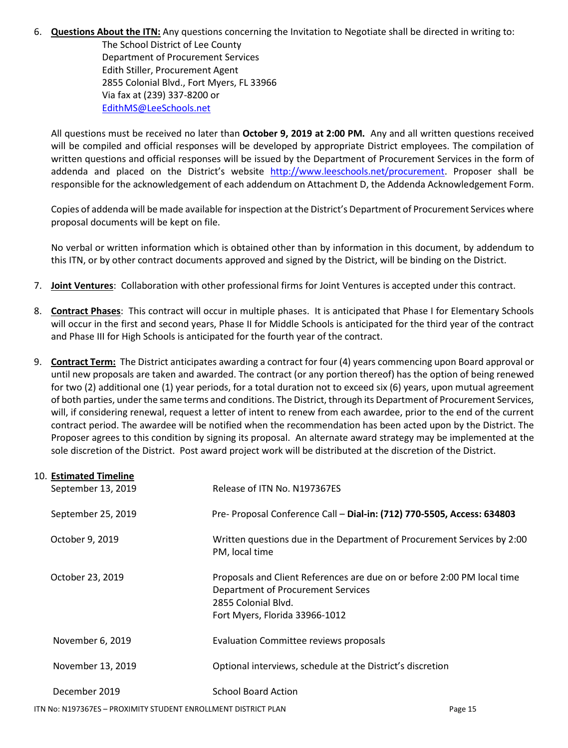6. **Questions About the ITN:** Any questions concerning the Invitation to Negotiate shall be directed in writing to:
   The School District of Lee County
   Department of Procurement Services
   Edith Stiller, Procurement Agent
   2855 Colonial Blvd., Fort Myers, FL 33966
   Via fax at (239) 337-8200 or
   EdithMS@LeeSchools.net

   All questions must be received no later than **October 9, 2019 at 2:00 PM.** Any and all written questions received will be compiled and official responses will be developed by appropriate District employees. The compilation of written questions and official responses will be issued by the Department of Procurement Services in the form of addenda and placed on the District's website http://www.leeschools.net/procurement. Proposer shall be responsible for the acknowledgement of each addendum on Attachment D, the Addenda Acknowledgement Form.

   Copies of addenda will be made available for inspection at the District's Department of Procurement Services where proposal documents will be kept on file.

   No verbal or written information which is obtained other than by information in this document, by addendum to this ITN, or by other contract documents approved and signed by the District, will be binding on the District.

7. **Joint Ventures**: Collaboration with other professional firms for Joint Ventures is accepted under this contract.

8. **Contract Phases**: This contract will occur in multiple phases. It is anticipated that Phase I for Elementary Schools will occur in the first and second years, Phase II for Middle Schools is anticipated for the third year of the contract and Phase III for High Schools is anticipated for the fourth year of the contract.

9. **Contract Term:** The District anticipates awarding a contract for four (4) years commencing upon Board approval or until new proposals are taken and awarded. The contract (or any portion thereof) has the option of being renewed for two (2) additional one (1) year periods, for a total duration not to exceed six (6) years, upon mutual agreement of both parties, under the same terms and conditions. The District, through its Department of Procurement Services, will, if considering renewal, request a letter of intent to renew from each awardee, prior to the end of the current contract period. The awardee will be notified when the recommendation has been acted upon by the District. The Proposer agrees to this condition by signing its proposal. An alternate award strategy may be implemented at the sole discretion of the District. Post award project work will be distributed at the discretion of the District.

10. **Estimated Timeline**

| | |
|---|---|
| September 13, 2019 | Release of ITN No. N197367ES |
| September 25, 2019 | Pre- Proposal Conference Call – **Dial-in: (712) 770-5505, Access: 634803** |
| October 9, 2019 | Written questions due in the Department of Procurement Services by 2:00 PM, local time |
| October 23, 2019 | Proposals and Client References are due on or before 2:00 PM local time<br>Department of Procurement Services<br>2855 Colonial Blvd.<br>Fort Myers, Florida 33966-1012 |
| November 6, 2019 | Evaluation Committee reviews proposals |
| November 13, 2019 | Optional interviews, schedule at the District's discretion |
| December 2019 | School Board Action |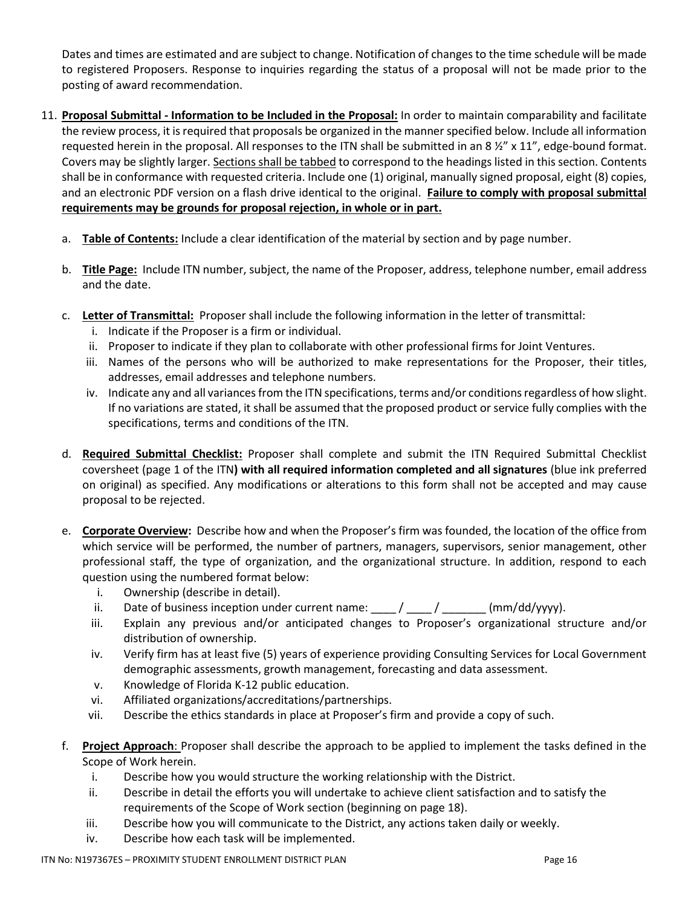Dates and times are estimated and are subject to change. Notification of changes to the time schedule will be made to registered Proposers. Response to inquiries regarding the status of a proposal will not be made prior to the posting of award recommendation.

11. **Proposal Submittal - Information to be Included in the Proposal:** In order to maintain comparability and facilitate the review process, it is required that proposals be organized in the manner specified below. Include all information requested herein in the proposal. All responses to the ITN shall be submitted in an 8 ½" x 11", edge-bound format. Covers may be slightly larger. Sections shall be tabbed to correspond to the headings listed in this section. Contents shall be in conformance with requested criteria. Include one (1) original, manually signed proposal, eight (8) copies, and an electronic PDF version on a flash drive identical to the original. **Failure to comply with proposal submittal requirements may be grounds for proposal rejection, in whole or in part.**

    a. **Table of Contents:** Include a clear identification of the material by section and by page number.

    b. **Title Page:** Include ITN number, subject, the name of the Proposer, address, telephone number, email address and the date.

    c. **Letter of Transmittal:** Proposer shall include the following information in the letter of transmittal:
        i. Indicate if the Proposer is a firm or individual.
        ii. Proposer to indicate if they plan to collaborate with other professional firms for Joint Ventures.
        iii. Names of the persons who will be authorized to make representations for the Proposer, their titles, addresses, email addresses and telephone numbers.
        iv. Indicate any and all variances from the ITN specifications, terms and/or conditions regardless of how slight. If no variations are stated, it shall be assumed that the proposed product or service fully complies with the specifications, terms and conditions of the ITN.

    d. **Required Submittal Checklist:** Proposer shall complete and submit the ITN Required Submittal Checklist coversheet (page 1 of the ITN**) with all required information completed and all signatures** (blue ink preferred on original) as specified. Any modifications or alterations to this form shall not be accepted and may cause proposal to be rejected.

    e. **Corporate Overview:** Describe how and when the Proposer's firm was founded, the location of the office from which service will be performed, the number of partners, managers, supervisors, senior management, other professional staff, the type of organization, and the organizational structure. In addition, respond to each question using the numbered format below:
        i. Ownership (describe in detail).
        ii. Date of business inception under current name: ____ / ____ / _______ (mm/dd/yyyy).
        iii. Explain any previous and/or anticipated changes to Proposer's organizational structure and/or distribution of ownership.
        iv. Verify firm has at least five (5) years of experience providing Consulting Services for Local Government demographic assessments, growth management, forecasting and data assessment.
        v. Knowledge of Florida K-12 public education.
        vi. Affiliated organizations/accreditations/partnerships.
        vii. Describe the ethics standards in place at Proposer's firm and provide a copy of such.

    f. **Project Approach**: Proposer shall describe the approach to be applied to implement the tasks defined in the Scope of Work herein.
        i. Describe how you would structure the working relationship with the District.
        ii. Describe in detail the efforts you will undertake to achieve client satisfaction and to satisfy the requirements of the Scope of Work section (beginning on page 18).
        iii. Describe how you will communicate to the District, any actions taken daily or weekly.
        iv. Describe how each task will be implemented.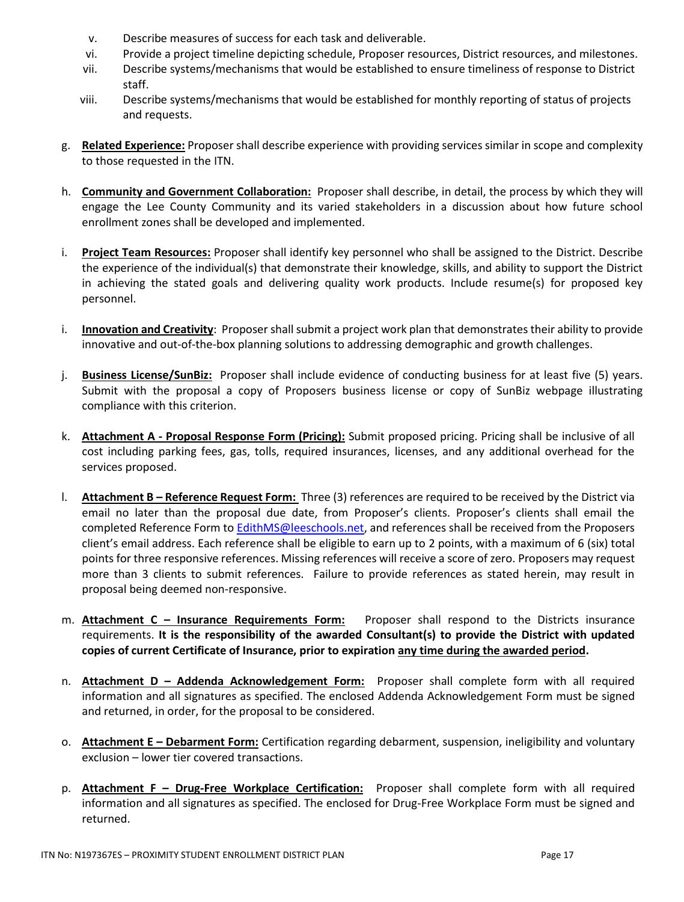v. Describe measures of success for each task and deliverable.

vi. Provide a project timeline depicting schedule, Proposer resources, District resources, and milestones.

vii. Describe systems/mechanisms that would be established to ensure timeliness of response to District staff.

viii. Describe systems/mechanisms that would be established for monthly reporting of status of projects and requests.

g. **<u>Related Experience:</u>** Proposer shall describe experience with providing services similar in scope and complexity to those requested in the ITN.

h. **<u>Community and Government Collaboration:</u>** Proposer shall describe, in detail, the process by which they will engage the Lee County Community and its varied stakeholders in a discussion about how future school enrollment zones shall be developed and implemented.

i. **<u>Project Team Resources:</u>** Proposer shall identify key personnel who shall be assigned to the District. Describe the experience of the individual(s) that demonstrate their knowledge, skills, and ability to support the District in achieving the stated goals and delivering quality work products. Include resume(s) for proposed key personnel.

i. **<u>Innovation and Creativity</u>**: Proposer shall submit a project work plan that demonstrates their ability to provide innovative and out-of-the-box planning solutions to addressing demographic and growth challenges.

j. **<u>Business License/SunBiz:</u>** Proposer shall include evidence of conducting business for at least five (5) years. Submit with the proposal a copy of Proposers business license or copy of SunBiz webpage illustrating compliance with this criterion.

k. **<u>Attachment A - Proposal Response Form (Pricing):</u>** Submit proposed pricing. Pricing shall be inclusive of all cost including parking fees, gas, tolls, required insurances, licenses, and any additional overhead for the services proposed.

l. **<u>Attachment B – Reference Request Form:</u>** Three (3) references are required to be received by the District via email no later than the proposal due date, from Proposer's clients. Proposer's clients shall email the completed Reference Form to EdithMS@leeschools.net, and references shall be received from the Proposers client's email address. Each reference shall be eligible to earn up to 2 points, with a maximum of 6 (six) total points for three responsive references. Missing references will receive a score of zero. Proposers may request more than 3 clients to submit references. Failure to provide references as stated herein, may result in proposal being deemed non-responsive.

m. **<u>Attachment C – Insurance Requirements Form:</u>** Proposer shall respond to the Districts insurance requirements. **It is the responsibility of the awarded Consultant(s) to provide the District with updated copies of current Certificate of Insurance, prior to expiration <u>any time during the awarded period</u>.**

n. **<u>Attachment D – Addenda Acknowledgement Form:</u>** Proposer shall complete form with all required information and all signatures as specified. The enclosed Addenda Acknowledgement Form must be signed and returned, in order, for the proposal to be considered.

o. **<u>Attachment E – Debarment Form:</u>** Certification regarding debarment, suspension, ineligibility and voluntary exclusion – lower tier covered transactions.

p. **<u>Attachment F – Drug-Free Workplace Certification:</u>** Proposer shall complete form with all required information and all signatures as specified. The enclosed for Drug-Free Workplace Form must be signed and returned.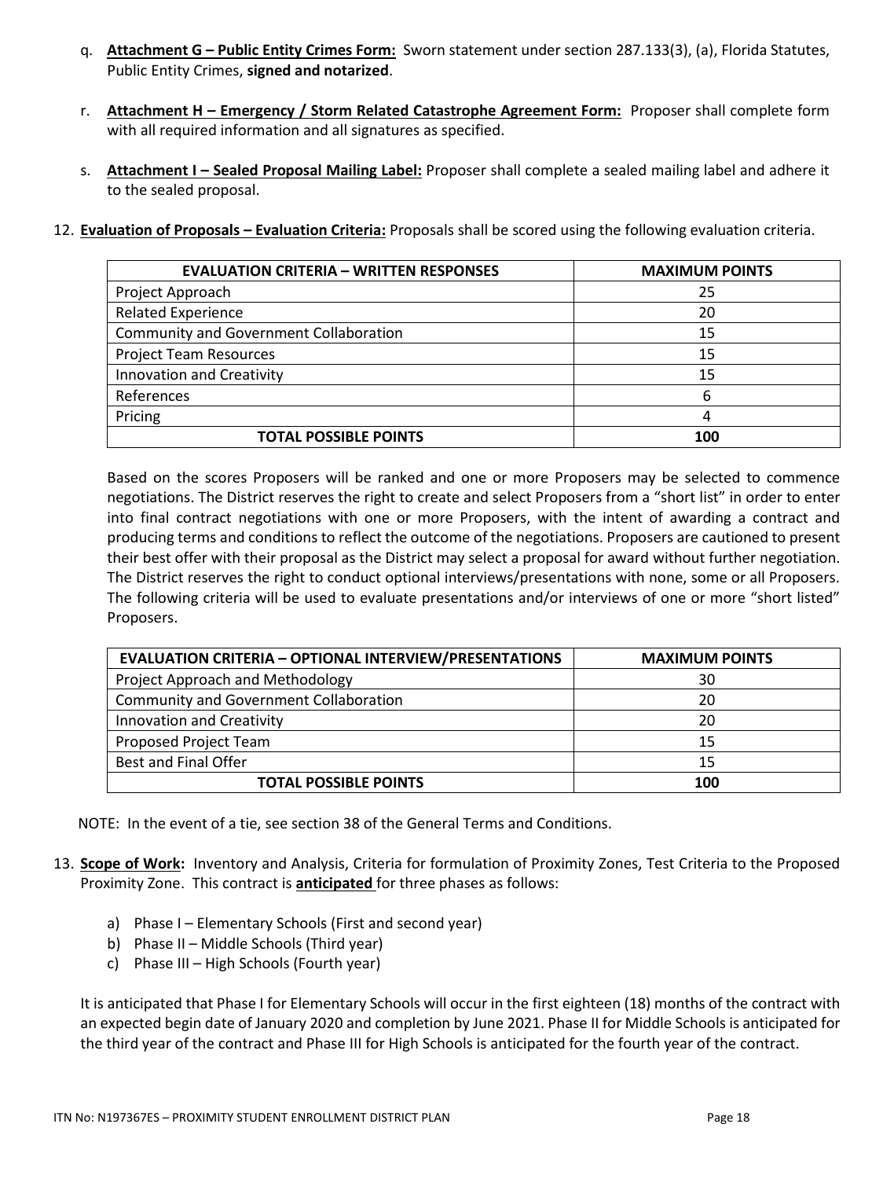q. **Attachment G – Public Entity Crimes Form:** Sworn statement under section 287.133(3), (a), Florida Statutes, Public Entity Crimes, **signed and notarized**.

r. **Attachment H – Emergency / Storm Related Catastrophe Agreement Form:** Proposer shall complete form with all required information and all signatures as specified.

s. **Attachment I – Sealed Proposal Mailing Label:** Proposer shall complete a sealed mailing label and adhere it to the sealed proposal.

12. **Evaluation of Proposals – Evaluation Criteria:** Proposals shall be scored using the following evaluation criteria.

| EVALUATION CRITERIA – WRITTEN RESPONSES | MAXIMUM POINTS |
|---|---|
| Project Approach | 25 |
| Related Experience | 20 |
| Community and Government Collaboration | 15 |
| Project Team Resources | 15 |
| Innovation and Creativity | 15 |
| References | 6 |
| Pricing | 4 |
| **TOTAL POSSIBLE POINTS** | **100** |

Based on the scores Proposers will be ranked and one or more Proposers may be selected to commence negotiations. The District reserves the right to create and select Proposers from a "short list" in order to enter into final contract negotiations with one or more Proposers, with the intent of awarding a contract and producing terms and conditions to reflect the outcome of the negotiations. Proposers are cautioned to present their best offer with their proposal as the District may select a proposal for award without further negotiation. The District reserves the right to conduct optional interviews/presentations with none, some or all Proposers. The following criteria will be used to evaluate presentations and/or interviews of one or more "short listed" Proposers.

| EVALUATION CRITERIA – OPTIONAL INTERVIEW/PRESENTATIONS | MAXIMUM POINTS |
|---|---|
| Project Approach and Methodology | 30 |
| Community and Government Collaboration | 20 |
| Innovation and Creativity | 20 |
| Proposed Project Team | 15 |
| Best and Final Offer | 15 |
| **TOTAL POSSIBLE POINTS** | **100** |

NOTE: In the event of a tie, see section 38 of the General Terms and Conditions.

13. **Scope of Work:** Inventory and Analysis, Criteria for formulation of Proximity Zones, Test Criteria to the Proposed Proximity Zone. This contract is **anticipated** for three phases as follows:

a) Phase I – Elementary Schools (First and second year)
b) Phase II – Middle Schools (Third year)
c) Phase III – High Schools (Fourth year)

It is anticipated that Phase I for Elementary Schools will occur in the first eighteen (18) months of the contract with an expected begin date of January 2020 and completion by June 2021. Phase II for Middle Schools is anticipated for the third year of the contract and Phase III for High Schools is anticipated for the fourth year of the contract.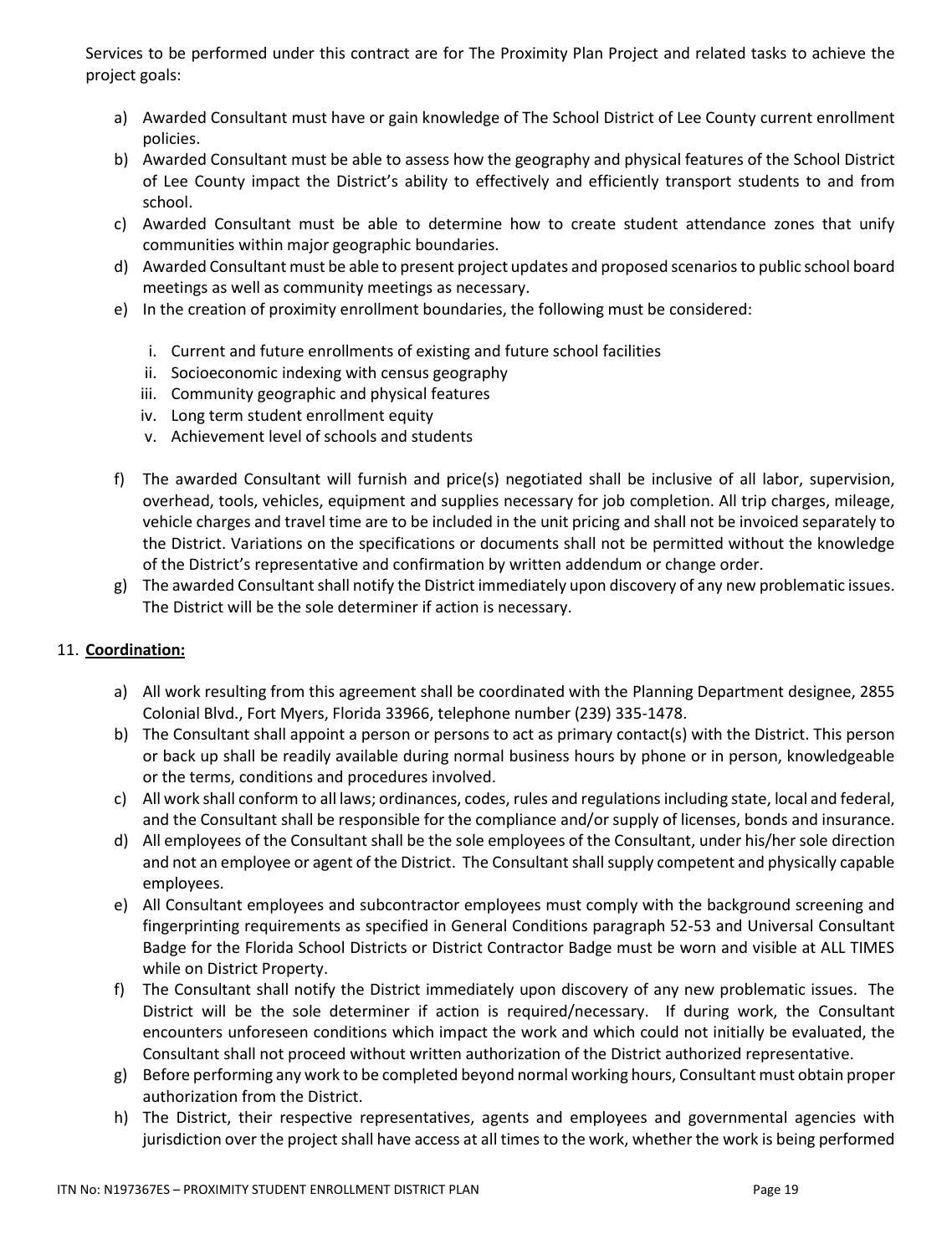Services to be performed under this contract are for The Proximity Plan Project and related tasks to achieve the project goals:

a) Awarded Consultant must have or gain knowledge of The School District of Lee County current enrollment policies.
b) Awarded Consultant must be able to assess how the geography and physical features of the School District of Lee County impact the District's ability to effectively and efficiently transport students to and from school.
c) Awarded Consultant must be able to determine how to create student attendance zones that unify communities within major geographic boundaries.
d) Awarded Consultant must be able to present project updates and proposed scenarios to public school board meetings as well as community meetings as necessary.
e) In the creation of proximity enrollment boundaries, the following must be considered:
   i. Current and future enrollments of existing and future school facilities
   ii. Socioeconomic indexing with census geography
   iii. Community geographic and physical features
   iv. Long term student enrollment equity
   v. Achievement level of schools and students
f) The awarded Consultant will furnish and price(s) negotiated shall be inclusive of all labor, supervision, overhead, tools, vehicles, equipment and supplies necessary for job completion. All trip charges, mileage, vehicle charges and travel time are to be included in the unit pricing and shall not be invoiced separately to the District. Variations on the specifications or documents shall not be permitted without the knowledge of the District's representative and confirmation by written addendum or change order.
g) The awarded Consultant shall notify the District immediately upon discovery of any new problematic issues. The District will be the sole determiner if action is necessary.

11. **Coordination:**

a) All work resulting from this agreement shall be coordinated with the Planning Department designee, 2855 Colonial Blvd., Fort Myers, Florida 33966, telephone number (239) 335-1478.
b) The Consultant shall appoint a person or persons to act as primary contact(s) with the District. This person or back up shall be readily available during normal business hours by phone or in person, knowledgeable or the terms, conditions and procedures involved.
c) All work shall conform to all laws; ordinances, codes, rules and regulations including state, local and federal, and the Consultant shall be responsible for the compliance and/or supply of licenses, bonds and insurance.
d) All employees of the Consultant shall be the sole employees of the Consultant, under his/her sole direction and not an employee or agent of the District. The Consultant shall supply competent and physically capable employees.
e) All Consultant employees and subcontractor employees must comply with the background screening and fingerprinting requirements as specified in General Conditions paragraph 52-53 and Universal Consultant Badge for the Florida School Districts or District Contractor Badge must be worn and visible at ALL TIMES while on District Property.
f) The Consultant shall notify the District immediately upon discovery of any new problematic issues. The District will be the sole determiner if action is required/necessary. If during work, the Consultant encounters unforeseen conditions which impact the work and which could not initially be evaluated, the Consultant shall not proceed without written authorization of the District authorized representative.
g) Before performing any work to be completed beyond normal working hours, Consultant must obtain proper authorization from the District.
h) The District, their respective representatives, agents and employees and governmental agencies with jurisdiction over the project shall have access at all times to the work, whether the work is being performed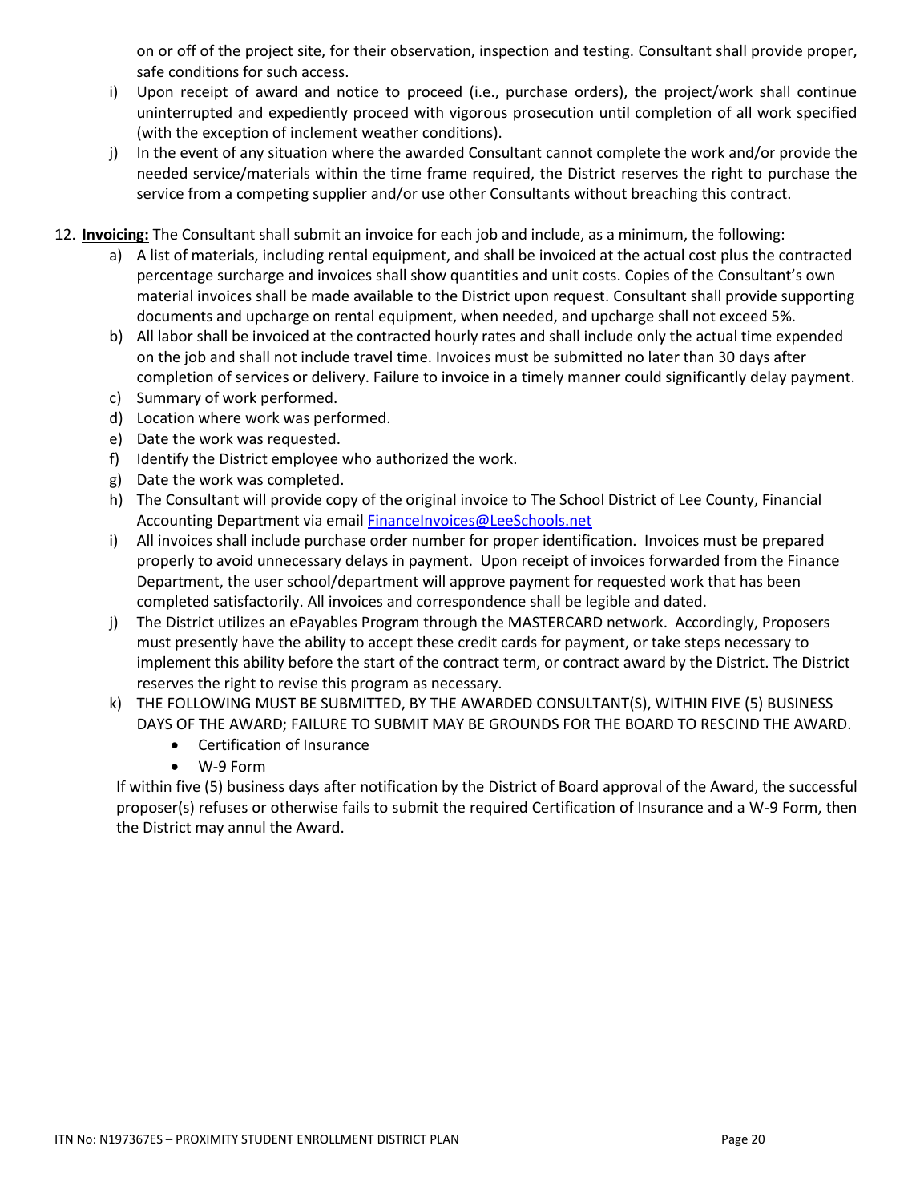on or off of the project site, for their observation, inspection and testing. Consultant shall provide proper, safe conditions for such access.

i) Upon receipt of award and notice to proceed (i.e., purchase orders), the project/work shall continue uninterrupted and expediently proceed with vigorous prosecution until completion of all work specified (with the exception of inclement weather conditions).

j) In the event of any situation where the awarded Consultant cannot complete the work and/or provide the needed service/materials within the time frame required, the District reserves the right to purchase the service from a competing supplier and/or use other Consultants without breaching this contract.

12. **Invoicing:** The Consultant shall submit an invoice for each job and include, as a minimum, the following:

    a) A list of materials, including rental equipment, and shall be invoiced at the actual cost plus the contracted percentage surcharge and invoices shall show quantities and unit costs. Copies of the Consultant's own material invoices shall be made available to the District upon request. Consultant shall provide supporting documents and upcharge on rental equipment, when needed, and upcharge shall not exceed 5%.

    b) All labor shall be invoiced at the contracted hourly rates and shall include only the actual time expended on the job and shall not include travel time. Invoices must be submitted no later than 30 days after completion of services or delivery. Failure to invoice in a timely manner could significantly delay payment.

    c) Summary of work performed.

    d) Location where work was performed.

    e) Date the work was requested.

    f) Identify the District employee who authorized the work.

    g) Date the work was completed.

    h) The Consultant will provide copy of the original invoice to The School District of Lee County, Financial Accounting Department via email FinanceInvoices@LeeSchools.net

    i) All invoices shall include purchase order number for proper identification. Invoices must be prepared properly to avoid unnecessary delays in payment. Upon receipt of invoices forwarded from the Finance Department, the user school/department will approve payment for requested work that has been completed satisfactorily. All invoices and correspondence shall be legible and dated.

    j) The District utilizes an ePayables Program through the MASTERCARD network. Accordingly, Proposers must presently have the ability to accept these credit cards for payment, or take steps necessary to implement this ability before the start of the contract term, or contract award by the District. The District reserves the right to revise this program as necessary.

    k) THE FOLLOWING MUST BE SUBMITTED, BY THE AWARDED CONSULTANT(S), WITHIN FIVE (5) BUSINESS DAYS OF THE AWARD; FAILURE TO SUBMIT MAY BE GROUNDS FOR THE BOARD TO RESCIND THE AWARD.
        - Certification of Insurance
        - W-9 Form

    If within five (5) business days after notification by the District of Board approval of the Award, the successful proposer(s) refuses or otherwise fails to submit the required Certification of Insurance and a W-9 Form, then the District may annul the Award.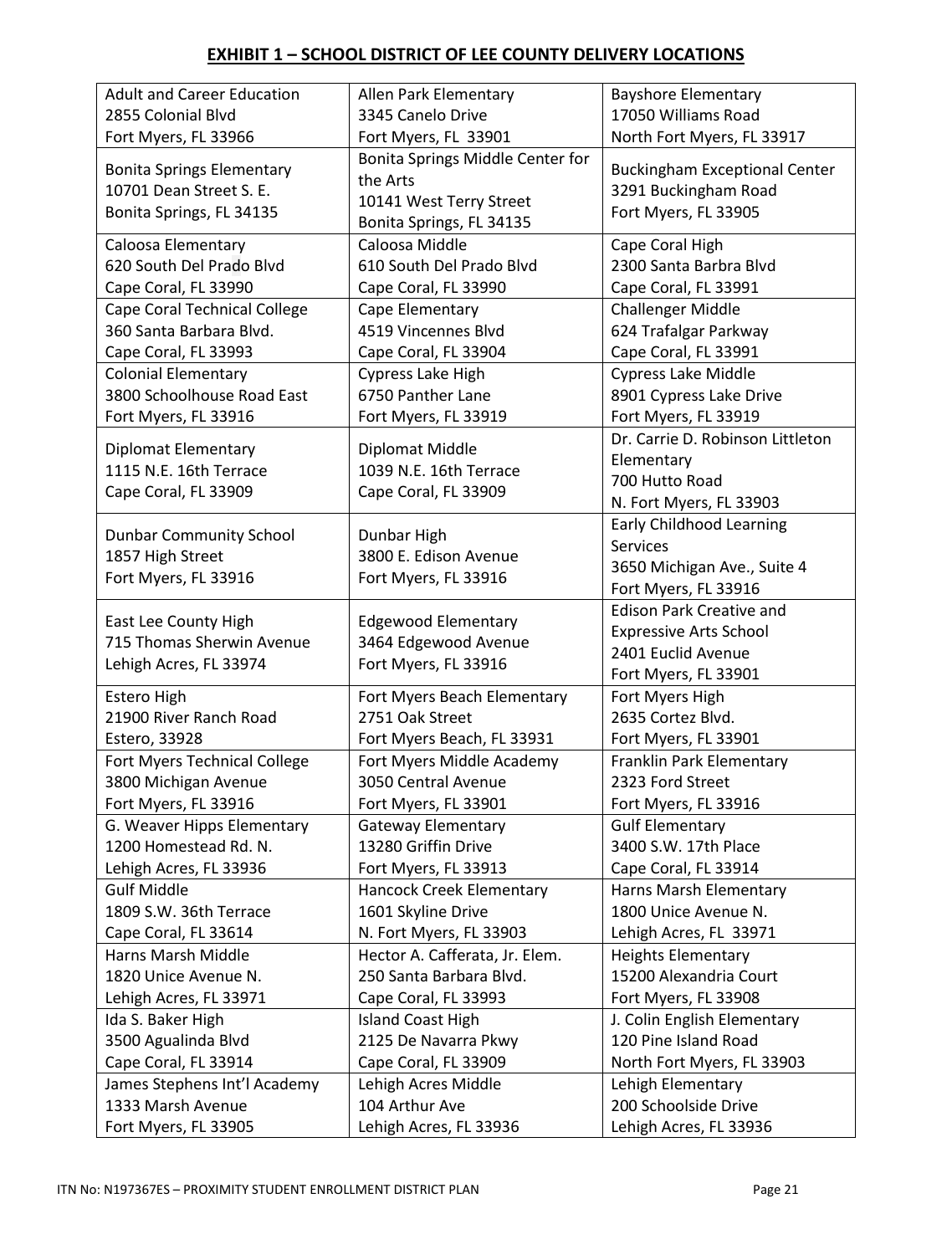## EXHIBIT 1 – SCHOOL DISTRICT OF LEE COUNTY DELIVERY LOCATIONS

| | | |
|---|---|---|
| Adult and Career Education<br>2855 Colonial Blvd<br>Fort Myers, FL 33966 | Allen Park Elementary<br>3345 Canelo Drive<br>Fort Myers, FL 33901 | Bayshore Elementary<br>17050 Williams Road<br>North Fort Myers, FL 33917 |
| Bonita Springs Elementary<br>10701 Dean Street S. E.<br>Bonita Springs, FL 34135 | Bonita Springs Middle Center for the Arts<br>10141 West Terry Street<br>Bonita Springs, FL 34135 | Buckingham Exceptional Center<br>3291 Buckingham Road<br>Fort Myers, FL 33905 |
| Caloosa Elementary<br>620 South Del Prado Blvd<br>Cape Coral, FL 33990 | Caloosa Middle<br>610 South Del Prado Blvd<br>Cape Coral, FL 33990 | Cape Coral High<br>2300 Santa Barbra Blvd<br>Cape Coral, FL 33991 |
| Cape Coral Technical College<br>360 Santa Barbara Blvd.<br>Cape Coral, FL 33993 | Cape Elementary<br>4519 Vincennes Blvd<br>Cape Coral, FL 33904 | Challenger Middle<br>624 Trafalgar Parkway<br>Cape Coral, FL 33991 |
| Colonial Elementary<br>3800 Schoolhouse Road East<br>Fort Myers, FL 33916 | Cypress Lake High<br>6750 Panther Lane<br>Fort Myers, FL 33919 | Cypress Lake Middle<br>8901 Cypress Lake Drive<br>Fort Myers, FL 33919 |
| Diplomat Elementary<br>1115 N.E. 16th Terrace<br>Cape Coral, FL 33909 | Diplomat Middle<br>1039 N.E. 16th Terrace<br>Cape Coral, FL 33909 | Dr. Carrie D. Robinson Littleton Elementary<br>700 Hutto Road<br>N. Fort Myers, FL 33903 |
| Dunbar Community School<br>1857 High Street<br>Fort Myers, FL 33916 | Dunbar High<br>3800 E. Edison Avenue<br>Fort Myers, FL 33916 | Early Childhood Learning Services<br>3650 Michigan Ave., Suite 4<br>Fort Myers, FL 33916 |
| East Lee County High<br>715 Thomas Sherwin Avenue<br>Lehigh Acres, FL 33974 | Edgewood Elementary<br>3464 Edgewood Avenue<br>Fort Myers, FL 33916 | Edison Park Creative and Expressive Arts School<br>2401 Euclid Avenue<br>Fort Myers, FL 33901 |
| Estero High<br>21900 River Ranch Road<br>Estero, 33928 | Fort Myers Beach Elementary<br>2751 Oak Street<br>Fort Myers Beach, FL 33931 | Fort Myers High<br>2635 Cortez Blvd.<br>Fort Myers, FL 33901 |
| Fort Myers Technical College<br>3800 Michigan Avenue<br>Fort Myers, FL 33916 | Fort Myers Middle Academy<br>3050 Central Avenue<br>Fort Myers, FL 33901 | Franklin Park Elementary<br>2323 Ford Street<br>Fort Myers, FL 33916 |
| G. Weaver Hipps Elementary<br>1200 Homestead Rd. N.<br>Lehigh Acres, FL 33936 | Gateway Elementary<br>13280 Griffin Drive<br>Fort Myers, FL 33913 | Gulf Elementary<br>3400 S.W. 17th Place<br>Cape Coral, FL 33914 |
| Gulf Middle<br>1809 S.W. 36th Terrace<br>Cape Coral, FL 33614 | Hancock Creek Elementary<br>1601 Skyline Drive<br>N. Fort Myers, FL 33903 | Harns Marsh Elementary<br>1800 Unice Avenue N.<br>Lehigh Acres, FL 33971 |
| Harns Marsh Middle<br>1820 Unice Avenue N.<br>Lehigh Acres, FL 33971 | Hector A. Cafferata, Jr. Elem.<br>250 Santa Barbara Blvd.<br>Cape Coral, FL 33993 | Heights Elementary<br>15200 Alexandria Court<br>Fort Myers, FL 33908 |
| Ida S. Baker High<br>3500 Agualinda Blvd<br>Cape Coral, FL 33914 | Island Coast High<br>2125 De Navarra Pkwy<br>Cape Coral, FL 33909 | J. Colin English Elementary<br>120 Pine Island Road<br>North Fort Myers, FL 33903 |
| James Stephens Int'l Academy<br>1333 Marsh Avenue<br>Fort Myers, FL 33905 | Lehigh Acres Middle<br>104 Arthur Ave<br>Lehigh Acres, FL 33936 | Lehigh Elementary<br>200 Schoolside Drive<br>Lehigh Acres, FL 33936 |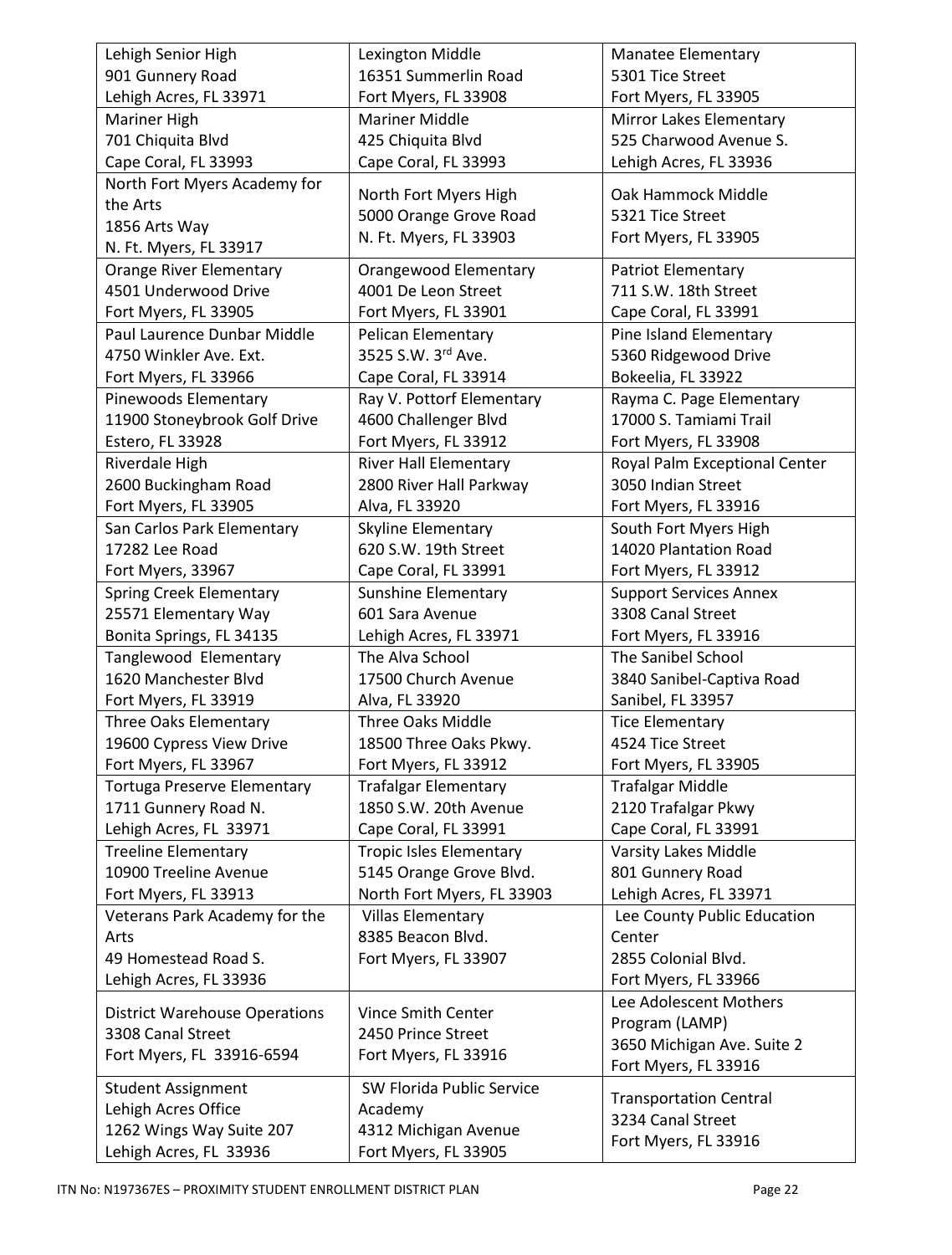| | | |
|---|---|---|
| Lehigh Senior High<br>901 Gunnery Road<br>Lehigh Acres, FL 33971 | Lexington Middle<br>16351 Summerlin Road<br>Fort Myers, FL 33908 | Manatee Elementary<br>5301 Tice Street<br>Fort Myers, FL 33905 |
| Mariner High<br>701 Chiquita Blvd<br>Cape Coral, FL 33993 | Mariner Middle<br>425 Chiquita Blvd<br>Cape Coral, FL 33993 | Mirror Lakes Elementary<br>525 Charwood Avenue S.<br>Lehigh Acres, FL 33936 |
| North Fort Myers Academy for the Arts<br>1856 Arts Way<br>N. Ft. Myers, FL 33917 | North Fort Myers High<br>5000 Orange Grove Road<br>N. Ft. Myers, FL 33903 | Oak Hammock Middle<br>5321 Tice Street<br>Fort Myers, FL 33905 |
| Orange River Elementary<br>4501 Underwood Drive<br>Fort Myers, FL 33905 | Orangewood Elementary<br>4001 De Leon Street<br>Fort Myers, FL 33901 | Patriot Elementary<br>711 S.W. 18th Street<br>Cape Coral, FL 33991 |
| Paul Laurence Dunbar Middle<br>4750 Winkler Ave. Ext.<br>Fort Myers, FL 33966 | Pelican Elementary<br>3525 S.W. 3rd Ave.<br>Cape Coral, FL 33914 | Pine Island Elementary<br>5360 Ridgewood Drive<br>Bokeelia, FL 33922 |
| Pinewoods Elementary<br>11900 Stoneybrook Golf Drive<br>Estero, FL 33928 | Ray V. Pottorf Elementary<br>4600 Challenger Blvd<br>Fort Myers, FL 33912 | Rayma C. Page Elementary<br>17000 S. Tamiami Trail<br>Fort Myers, FL 33908 |
| Riverdale High<br>2600 Buckingham Road<br>Fort Myers, FL 33905 | River Hall Elementary<br>2800 River Hall Parkway<br>Alva, FL 33920 | Royal Palm Exceptional Center<br>3050 Indian Street<br>Fort Myers, FL 33916 |
| San Carlos Park Elementary<br>17282 Lee Road<br>Fort Myers, 33967 | Skyline Elementary<br>620 S.W. 19th Street<br>Cape Coral, FL 33991 | South Fort Myers High<br>14020 Plantation Road<br>Fort Myers, FL 33912 |
| Spring Creek Elementary<br>25571 Elementary Way<br>Bonita Springs, FL 34135 | Sunshine Elementary<br>601 Sara Avenue<br>Lehigh Acres, FL 33971 | Support Services Annex<br>3308 Canal Street<br>Fort Myers, FL 33916 |
| Tanglewood Elementary<br>1620 Manchester Blvd<br>Fort Myers, FL 33919 | The Alva School<br>17500 Church Avenue<br>Alva, FL 33920 | The Sanibel School<br>3840 Sanibel-Captiva Road<br>Sanibel, FL 33957 |
| Three Oaks Elementary<br>19600 Cypress View Drive<br>Fort Myers, FL 33967 | Three Oaks Middle<br>18500 Three Oaks Pkwy.<br>Fort Myers, FL 33912 | Tice Elementary<br>4524 Tice Street<br>Fort Myers, FL 33905 |
| Tortuga Preserve Elementary<br>1711 Gunnery Road N.<br>Lehigh Acres, FL 33971 | Trafalgar Elementary<br>1850 S.W. 20th Avenue<br>Cape Coral, FL 33991 | Trafalgar Middle<br>2120 Trafalgar Pkwy<br>Cape Coral, FL 33991 |
| Treeline Elementary<br>10900 Treeline Avenue<br>Fort Myers, FL 33913 | Tropic Isles Elementary<br>5145 Orange Grove Blvd.<br>North Fort Myers, FL 33903 | Varsity Lakes Middle<br>801 Gunnery Road<br>Lehigh Acres, FL 33971 |
| Veterans Park Academy for the Arts<br>49 Homestead Road S.<br>Lehigh Acres, FL 33936 | Villas Elementary<br>8385 Beacon Blvd.<br>Fort Myers, FL 33907 | Lee County Public Education Center<br>2855 Colonial Blvd.<br>Fort Myers, FL 33966 |
| District Warehouse Operations<br>3308 Canal Street<br>Fort Myers, FL 33916-6594 | Vince Smith Center<br>2450 Prince Street<br>Fort Myers, FL 33916 | Lee Adolescent Mothers Program (LAMP)<br>3650 Michigan Ave. Suite 2<br>Fort Myers, FL 33916 |
| Student Assignment<br>Lehigh Acres Office<br>1262 Wings Way Suite 207<br>Lehigh Acres, FL 33936 | SW Florida Public Service Academy<br>4312 Michigan Avenue<br>Fort Myers, FL 33905 | Transportation Central<br>3234 Canal Street<br>Fort Myers, FL 33916 |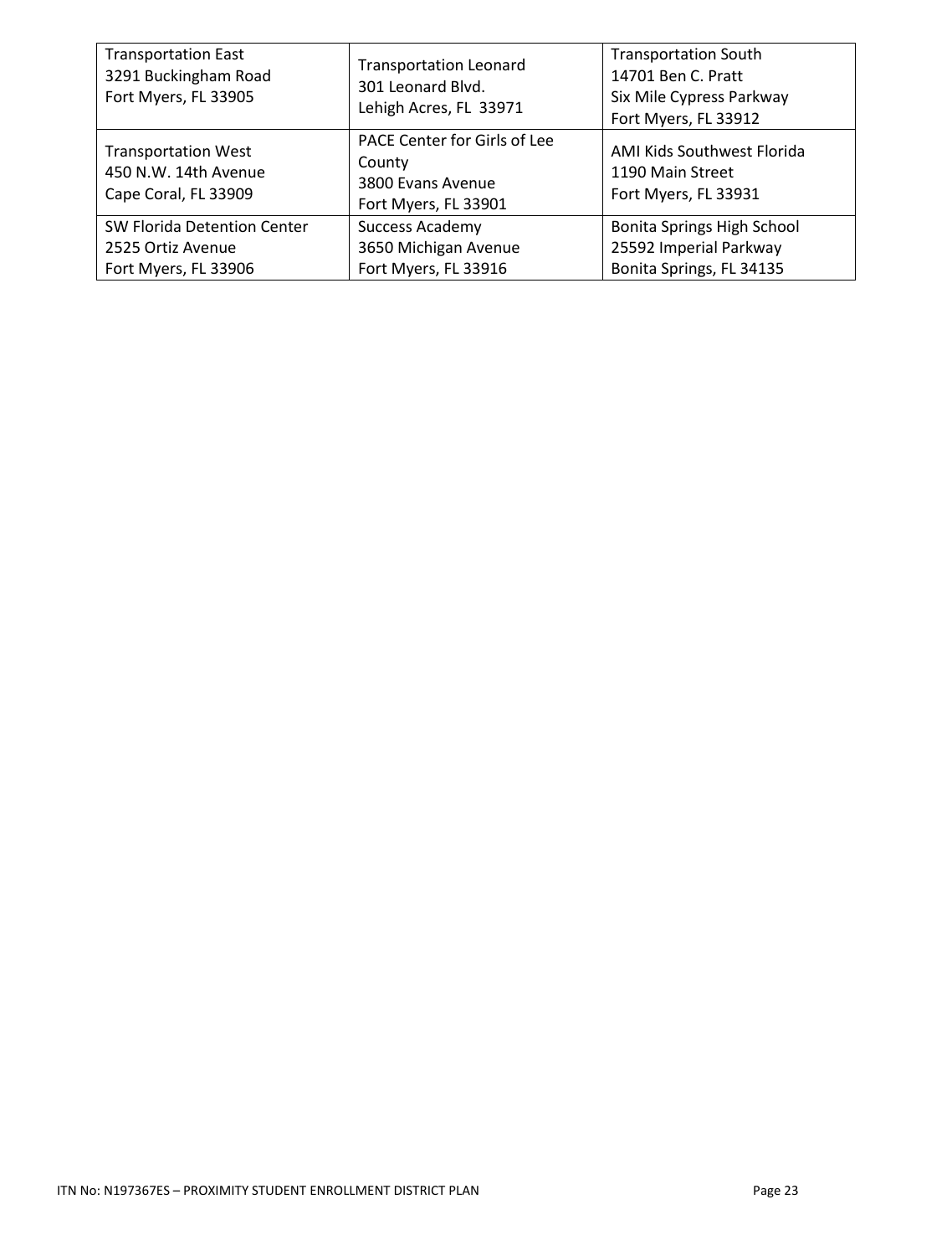| | | |
|---|---|---|
| Transportation East<br>3291 Buckingham Road<br>Fort Myers, FL 33905 | Transportation Leonard<br>301 Leonard Blvd.<br>Lehigh Acres, FL 33971 | Transportation South<br>14701 Ben C. Pratt<br>Six Mile Cypress Parkway<br>Fort Myers, FL 33912 |
| Transportation West<br>450 N.W. 14th Avenue<br>Cape Coral, FL 33909 | PACE Center for Girls of Lee County<br>3800 Evans Avenue<br>Fort Myers, FL 33901 | AMI Kids Southwest Florida<br>1190 Main Street<br>Fort Myers, FL 33931 |
| SW Florida Detention Center<br>2525 Ortiz Avenue<br>Fort Myers, FL 33906 | Success Academy<br>3650 Michigan Avenue<br>Fort Myers, FL 33916 | Bonita Springs High School<br>25592 Imperial Parkway<br>Bonita Springs, FL 34135 |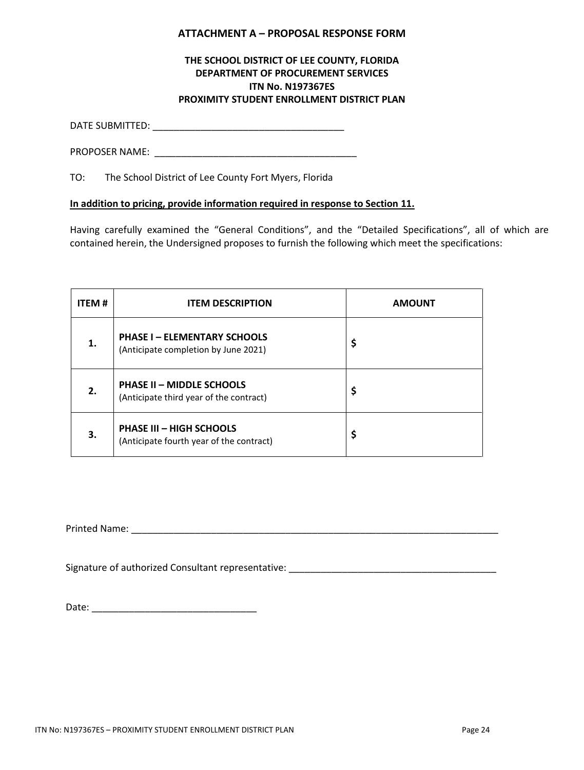## ATTACHMENT A – PROPOSAL RESPONSE FORM

**THE SCHOOL DISTRICT OF LEE COUNTY, FLORIDA**
**DEPARTMENT OF PROCUREMENT SERVICES**
**ITN No. N197367ES**
**PROXIMITY STUDENT ENROLLMENT DISTRICT PLAN**

DATE SUBMITTED: ____________________________________

PROPOSER NAME: ______________________________________

TO: The School District of Lee County Fort Myers, Florida

**<u>In addition to pricing, provide information required in response to Section 11.</u>**

Having carefully examined the "General Conditions", and the "Detailed Specifications", all of which are contained herein, the Undersigned proposes to furnish the following which meet the specifications:

| ITEM # | ITEM DESCRIPTION | AMOUNT |
|---|---|---|
| **1.** | **PHASE I – ELEMENTARY SCHOOLS** (Anticipate completion by June 2021) | **$** |
| **2.** | **PHASE II – MIDDLE SCHOOLS** (Anticipate third year of the contract) | **$** |
| **3.** | **PHASE III – HIGH SCHOOLS** (Anticipate fourth year of the contract) | **$** |

Printed Name: ________________________________________________________________________

Signature of authorized Consultant representative: _______________________________________

Date: ______________________________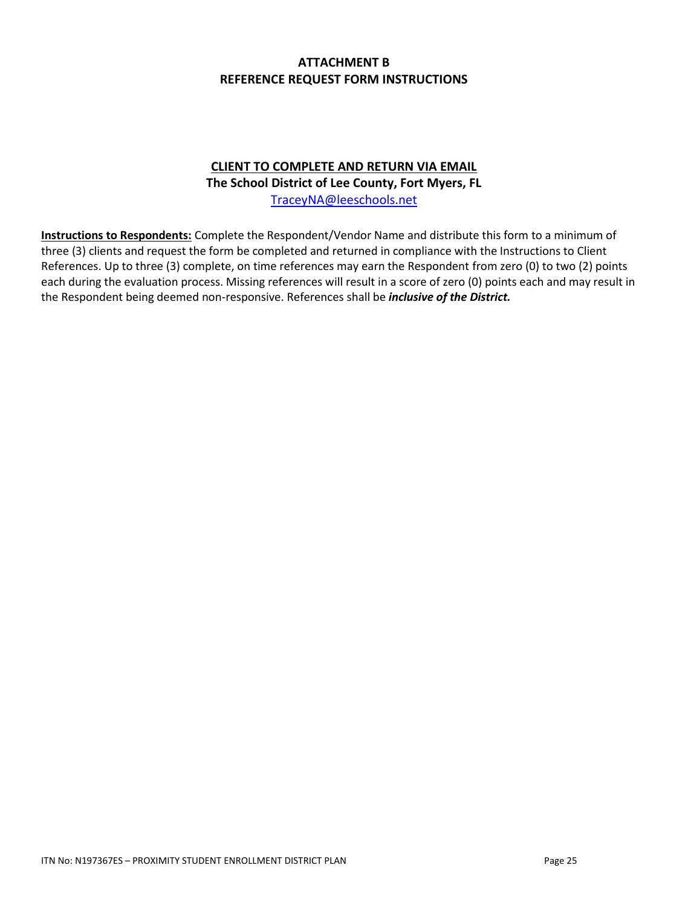## ATTACHMENT B
## REFERENCE REQUEST FORM INSTRUCTIONS

**CLIENT TO COMPLETE AND RETURN VIA EMAIL**
**The School District of Lee County, Fort Myers, FL**
TraceyNA@leeschools.net

**Instructions to Respondents:** Complete the Respondent/Vendor Name and distribute this form to a minimum of three (3) clients and request the form be completed and returned in compliance with the Instructions to Client References. Up to three (3) complete, on time references may earn the Respondent from zero (0) to two (2) points each during the evaluation process. Missing references will result in a score of zero (0) points each and may result in the Respondent being deemed non-responsive. References shall be ***inclusive of the District.***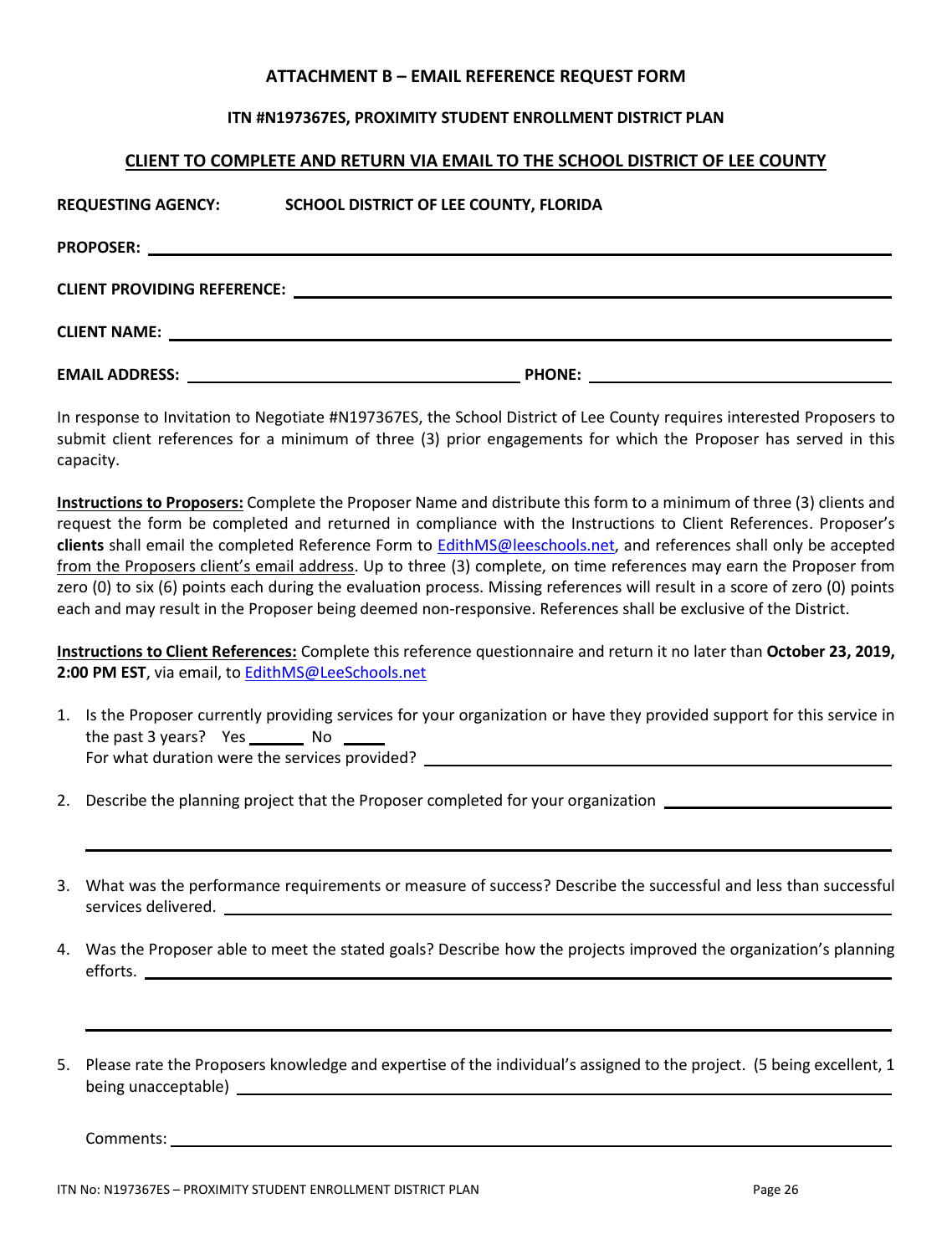## ATTACHMENT B – EMAIL REFERENCE REQUEST FORM

### ITN #N197367ES, PROXIMITY STUDENT ENROLLMENT DISTRICT PLAN

**CLIENT TO COMPLETE AND RETURN VIA EMAIL TO THE SCHOOL DISTRICT OF LEE COUNTY**

**REQUESTING AGENCY:** **SCHOOL DISTRICT OF LEE COUNTY, FLORIDA**

**PROPOSER:** ____________________

**CLIENT PROVIDING REFERENCE:** ____________________

**CLIENT NAME:** ____________________

**EMAIL ADDRESS:** ____________________ **PHONE:** ____________________

In response to Invitation to Negotiate #N197367ES, the School District of Lee County requires interested Proposers to submit client references for a minimum of three (3) prior engagements for which the Proposer has served in this capacity.

**Instructions to Proposers:** Complete the Proposer Name and distribute this form to a minimum of three (3) clients and request the form be completed and returned in compliance with the Instructions to Client References. Proposer's **clients** shall email the completed Reference Form to EdithMS@leeschools.net, and references shall only be accepted from the Proposers client's email address. Up to three (3) complete, on time references may earn the Proposer from zero (0) to six (6) points each during the evaluation process. Missing references will result in a score of zero (0) points each and may result in the Proposer being deemed non-responsive. References shall be exclusive of the District.

**Instructions to Client References:** Complete this reference questionnaire and return it no later than **October 23, 2019, 2:00 PM EST**, via email, to EdithMS@LeeSchools.net

1. Is the Proposer currently providing services for your organization or have they provided support for this service in the past 3 years? Yes ______ No ______
   For what duration were the services provided? ____________________

2. Describe the planning project that the Proposer completed for your organization ____________________

3. What was the performance requirements or measure of success? Describe the successful and less than successful services delivered. ____________________

4. Was the Proposer able to meet the stated goals? Describe how the projects improved the organization's planning efforts. ____________________

5. Please rate the Proposers knowledge and expertise of the individual's assigned to the project. (5 being excellent, 1 being unacceptable) ____________________

   Comments: ____________________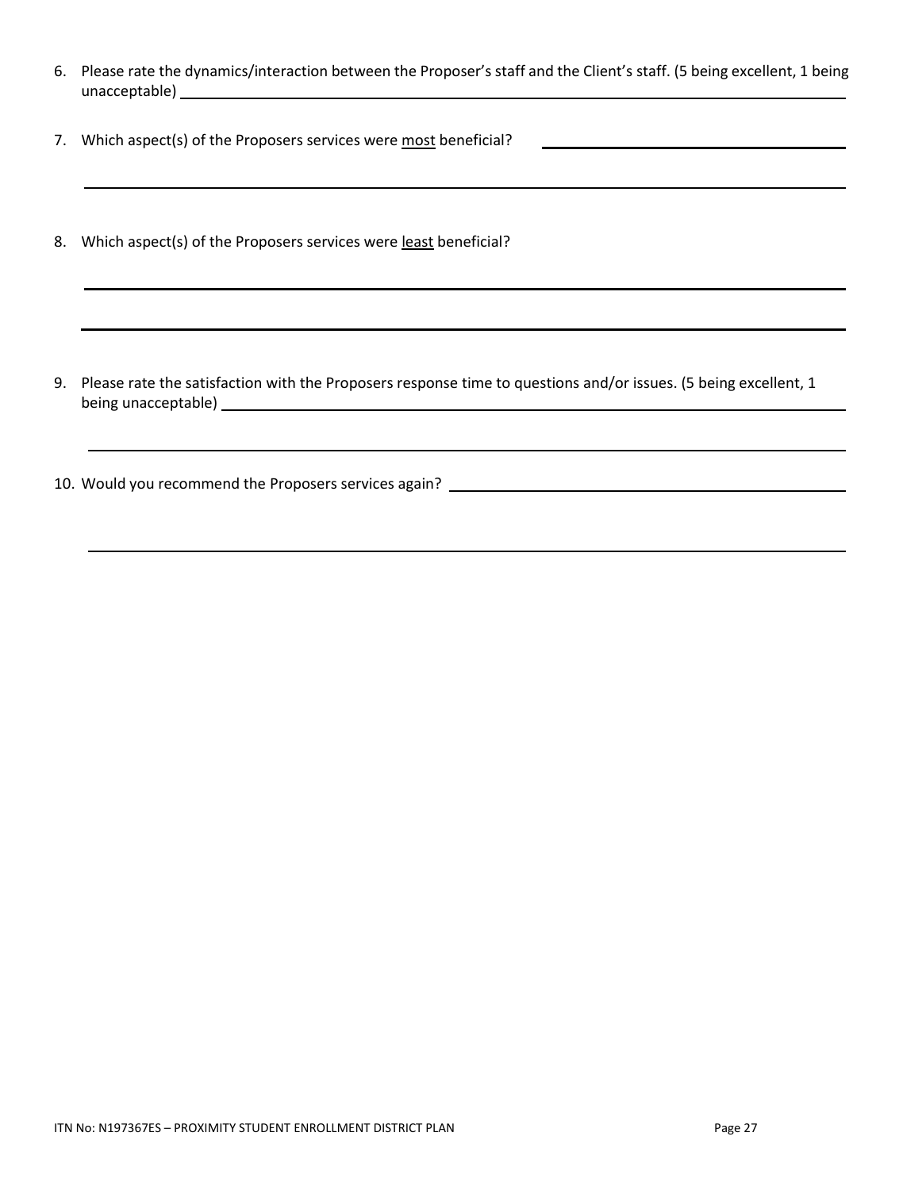6. Please rate the dynamics/interaction between the Proposer's staff and the Client's staff. (5 being excellent, 1 being unacceptable) ____________________

7. Which aspect(s) of the Proposers services were <u>most</u> beneficial? ____________________

   ____________________

8. Which aspect(s) of the Proposers services were <u>least</u> beneficial?

   ____________________

   ____________________

9. Please rate the satisfaction with the Proposers response time to questions and/or issues. (5 being excellent, 1 being unacceptable) ____________________

   ____________________

10. Would you recommend the Proposers services again? ____________________

    ____________________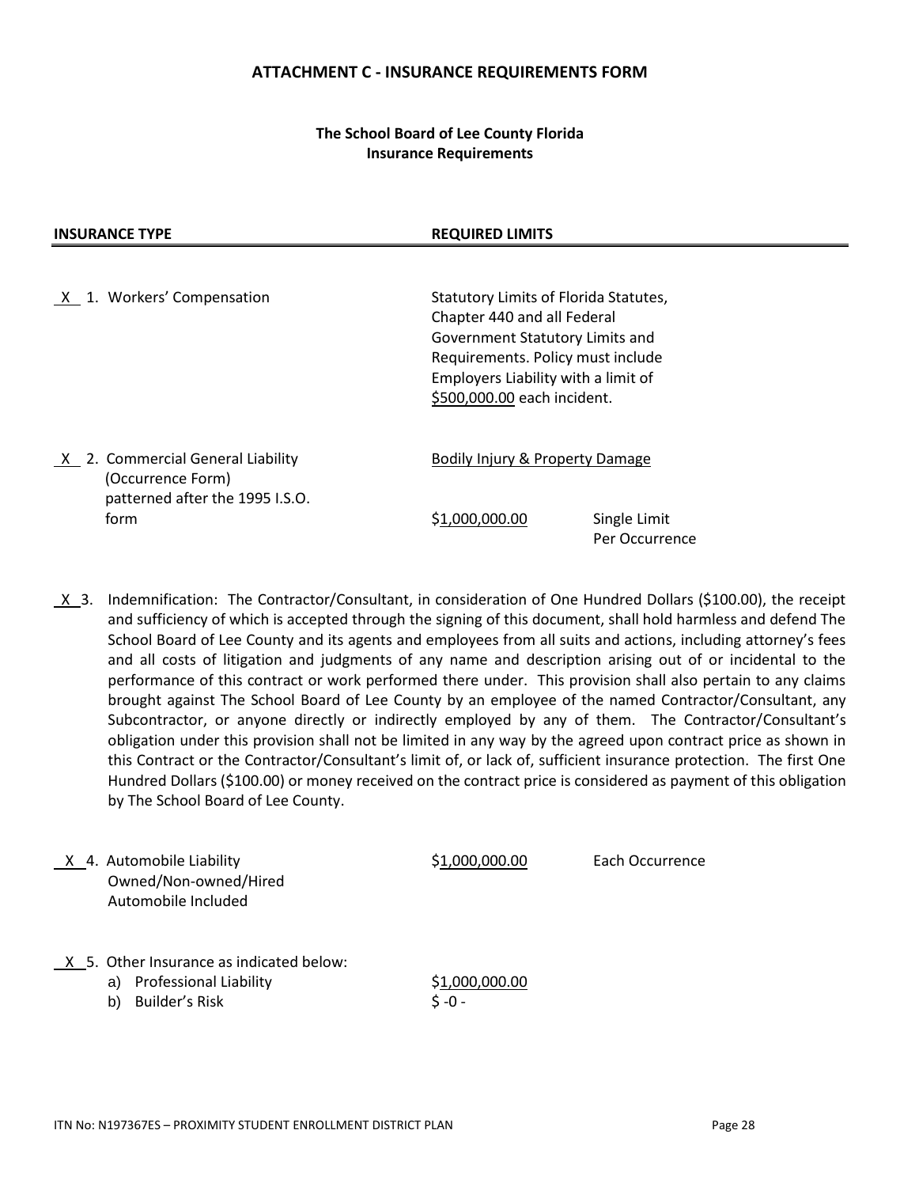## ATTACHMENT C - INSURANCE REQUIREMENTS FORM

**The School Board of Lee County Florida**
**Insurance Requirements**

| INSURANCE TYPE | REQUIRED LIMITS | |
|---|---|---|
| X 1. Workers' Compensation | Statutory Limits of Florida Statutes, Chapter 440 and all Federal Government Statutory Limits and Requirements. Policy must include Employers Liability with a limit of $500,000.00 each incident. | |
| X 2. Commercial General Liability (Occurrence Form) patterned after the 1995 I.S.O. form | Bodily Injury & Property Damage<br>$1,000,000.00 | <br>Single Limit Per Occurrence |

X 3. Indemnification: The Contractor/Consultant, in consideration of One Hundred Dollars ($100.00), the receipt and sufficiency of which is accepted through the signing of this document, shall hold harmless and defend The School Board of Lee County and its agents and employees from all suits and actions, including attorney's fees and all costs of litigation and judgments of any name and description arising out of or incidental to the performance of this contract or work performed there under. This provision shall also pertain to any claims brought against The School Board of Lee County by an employee of the named Contractor/Consultant, any Subcontractor, or anyone directly or indirectly employed by any of them. The Contractor/Consultant's obligation under this provision shall not be limited in any way by the agreed upon contract price as shown in this Contract or the Contractor/Consultant's limit of, or lack of, sufficient insurance protection. The first One Hundred Dollars ($100.00) or money received on the contract price is considered as payment of this obligation by The School Board of Lee County.

| | | |
|---|---|---|
| X 4. Automobile Liability Owned/Non-owned/Hired Automobile Included | $1,000,000.00 | Each Occurrence |
| X 5. Other Insurance as indicated below: | | |
| a) Professional Liability | $1,000,000.00 | |
| b) Builder's Risk | $ -0 - | |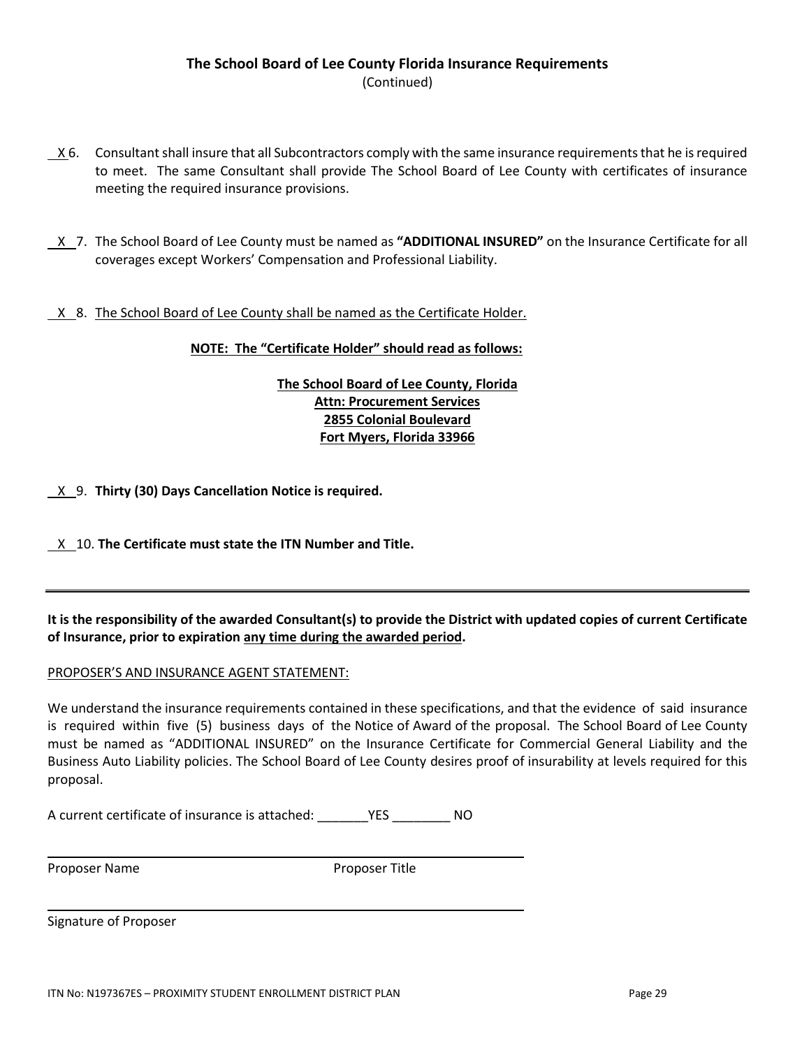## The School Board of Lee County Florida Insurance Requirements

(Continued)

__X__ 6. Consultant shall insure that all Subcontractors comply with the same insurance requirements that he is required to meet. The same Consultant shall provide The School Board of Lee County with certificates of insurance meeting the required insurance provisions.

__X__ 7. The School Board of Lee County must be named as **"ADDITIONAL INSURED"** on the Insurance Certificate for all coverages except Workers' Compensation and Professional Liability.

__X__ 8. The School Board of Lee County shall be named as the Certificate Holder.

**NOTE: The "Certificate Holder" should read as follows:**

**The School Board of Lee County, Florida**
**Attn: Procurement Services**
**2855 Colonial Boulevard**
**Fort Myers, Florida 33966**

__X__ 9. **Thirty (30) Days Cancellation Notice is required.**

__X__ 10. **The Certificate must state the ITN Number and Title.**

---

**It is the responsibility of the awarded Consultant(s) to provide the District with updated copies of current Certificate of Insurance, prior to expiration any time during the awarded period.**

PROPOSER'S AND INSURANCE AGENT STATEMENT:

We understand the insurance requirements contained in these specifications, and that the evidence of said insurance is required within five (5) business days of the Notice of Award of the proposal. The School Board of Lee County must be named as "ADDITIONAL INSURED" on the Insurance Certificate for Commercial General Liability and the Business Auto Liability policies. The School Board of Lee County desires proof of insurability at levels required for this proposal.

A current certificate of insurance is attached: _______YES ________ NO

______________________________________________________

Proposer Name                                        Proposer Title

______________________________________________________

Signature of Proposer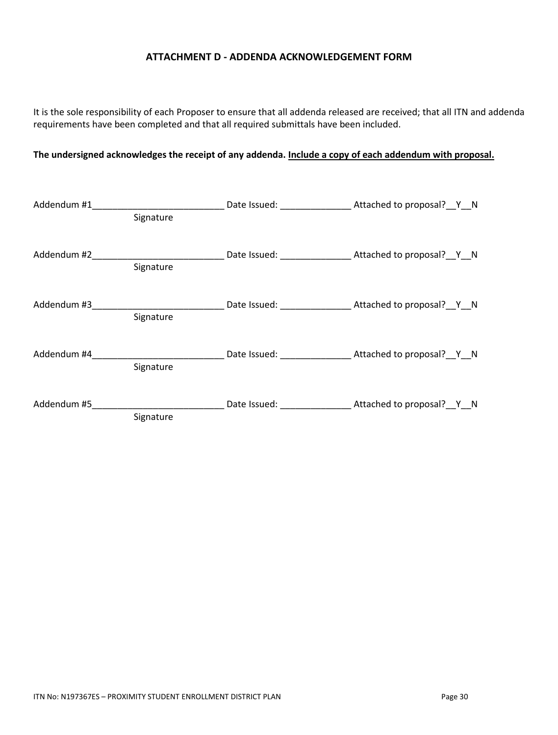## ATTACHMENT D - ADDENDA ACKNOWLEDGEMENT FORM

It is the sole responsibility of each Proposer to ensure that all addenda released are received; that all ITN and addenda requirements have been completed and that all required submittals have been included.

**The undersigned acknowledges the receipt of any addenda. <u>Include a copy of each addendum with proposal.</u>**

Addendum #1__________________________ Date Issued: ______________ Attached to proposal?__Y__N
Signature

Addendum #2__________________________ Date Issued: ______________ Attached to proposal?__Y__N
Signature

Addendum #3__________________________ Date Issued: ______________ Attached to proposal?__Y__N
Signature

Addendum #4__________________________ Date Issued: ______________ Attached to proposal?__Y__N
Signature

Addendum #5__________________________ Date Issued: ______________ Attached to proposal?__Y__N
Signature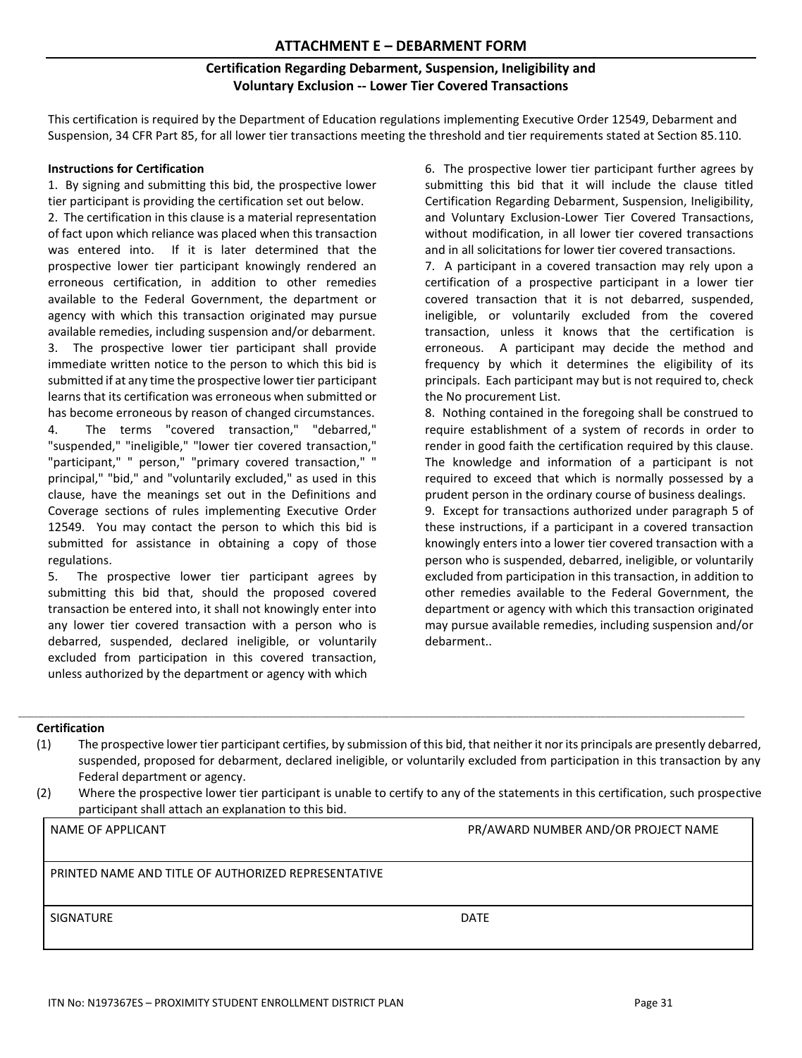## ATTACHMENT E – DEBARMENT FORM

### Certification Regarding Debarment, Suspension, Ineligibility and Voluntary Exclusion -- Lower Tier Covered Transactions

This certification is required by the Department of Education regulations implementing Executive Order 12549, Debarment and Suspension, 34 CFR Part 85, for all lower tier transactions meeting the threshold and tier requirements stated at Section 85.110.

**Instructions for Certification**

1. By signing and submitting this bid, the prospective lower tier participant is providing the certification set out below.
2. The certification in this clause is a material representation of fact upon which reliance was placed when this transaction was entered into. If it is later determined that the prospective lower tier participant knowingly rendered an erroneous certification, in addition to other remedies available to the Federal Government, the department or agency with which this transaction originated may pursue available remedies, including suspension and/or debarment.
3. The prospective lower tier participant shall provide immediate written notice to the person to which this bid is submitted if at any time the prospective lower tier participant learns that its certification was erroneous when submitted or has become erroneous by reason of changed circumstances.
4. The terms "covered transaction," "debarred," "suspended," "ineligible," "lower tier covered transaction," "participant," " person," "primary covered transaction," " principal," "bid," and "voluntarily excluded," as used in this clause, have the meanings set out in the Definitions and Coverage sections of rules implementing Executive Order 12549. You may contact the person to which this bid is submitted for assistance in obtaining a copy of those regulations.
5. The prospective lower tier participant agrees by submitting this bid that, should the proposed covered transaction be entered into, it shall not knowingly enter into any lower tier covered transaction with a person who is debarred, suspended, declared ineligible, or voluntarily excluded from participation in this covered transaction, unless authorized by the department or agency with which
6. The prospective lower tier participant further agrees by submitting this bid that it will include the clause titled Certification Regarding Debarment, Suspension, Ineligibility, and Voluntary Exclusion-Lower Tier Covered Transactions, without modification, in all lower tier covered transactions and in all solicitations for lower tier covered transactions.
7. A participant in a covered transaction may rely upon a certification of a prospective participant in a lower tier covered transaction that it is not debarred, suspended, ineligible, or voluntarily excluded from the covered transaction, unless it knows that the certification is erroneous. A participant may decide the method and frequency by which it determines the eligibility of its principals. Each participant may but is not required to, check the No procurement List.
8. Nothing contained in the foregoing shall be construed to require establishment of a system of records in order to render in good faith the certification required by this clause. The knowledge and information of a participant is not required to exceed that which is normally possessed by a prudent person in the ordinary course of business dealings.
9. Except for transactions authorized under paragraph 5 of these instructions, if a participant in a covered transaction knowingly enters into a lower tier covered transaction with a person who is suspended, debarred, ineligible, or voluntarily excluded from participation in this transaction, in addition to other remedies available to the Federal Government, the department or agency with which this transaction originated may pursue available remedies, including suspension and/or debarment..

---

**Certification**

(1) The prospective lower tier participant certifies, by submission of this bid, that neither it nor its principals are presently debarred, suspended, proposed for debarment, declared ineligible, or voluntarily excluded from participation in this transaction by any Federal department or agency.

(2) Where the prospective lower tier participant is unable to certify to any of the statements in this certification, such prospective participant shall attach an explanation to this bid.

| NAME OF APPLICANT | PR/AWARD NUMBER AND/OR PROJECT NAME |
|---|---|
| PRINTED NAME AND TITLE OF AUTHORIZED REPRESENTATIVE | |
| SIGNATURE | DATE |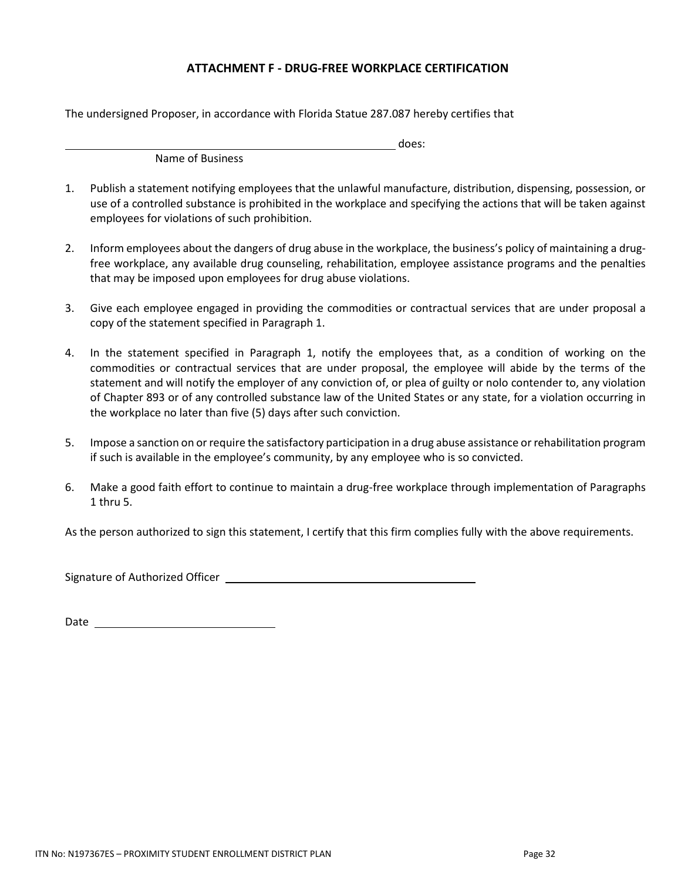## ATTACHMENT F - DRUG-FREE WORKPLACE CERTIFICATION

The undersigned Proposer, in accordance with Florida Statue 287.087 hereby certifies that

_________________________________________________________ does:
Name of Business

1. Publish a statement notifying employees that the unlawful manufacture, distribution, dispensing, possession, or use of a controlled substance is prohibited in the workplace and specifying the actions that will be taken against employees for violations of such prohibition.

2. Inform employees about the dangers of drug abuse in the workplace, the business's policy of maintaining a drug-free workplace, any available drug counseling, rehabilitation, employee assistance programs and the penalties that may be imposed upon employees for drug abuse violations.

3. Give each employee engaged in providing the commodities or contractual services that are under proposal a copy of the statement specified in Paragraph 1.

4. In the statement specified in Paragraph 1, notify the employees that, as a condition of working on the commodities or contractual services that are under proposal, the employee will abide by the terms of the statement and will notify the employer of any conviction of, or plea of guilty or nolo contender to, any violation of Chapter 893 or of any controlled substance law of the United States or any state, for a violation occurring in the workplace no later than five (5) days after such conviction.

5. Impose a sanction on or require the satisfactory participation in a drug abuse assistance or rehabilitation program if such is available in the employee's community, by any employee who is so convicted.

6. Make a good faith effort to continue to maintain a drug-free workplace through implementation of Paragraphs 1 thru 5.

As the person authorized to sign this statement, I certify that this firm complies fully with the above requirements.

Signature of Authorized Officer ____________________________________________

Date ______________________________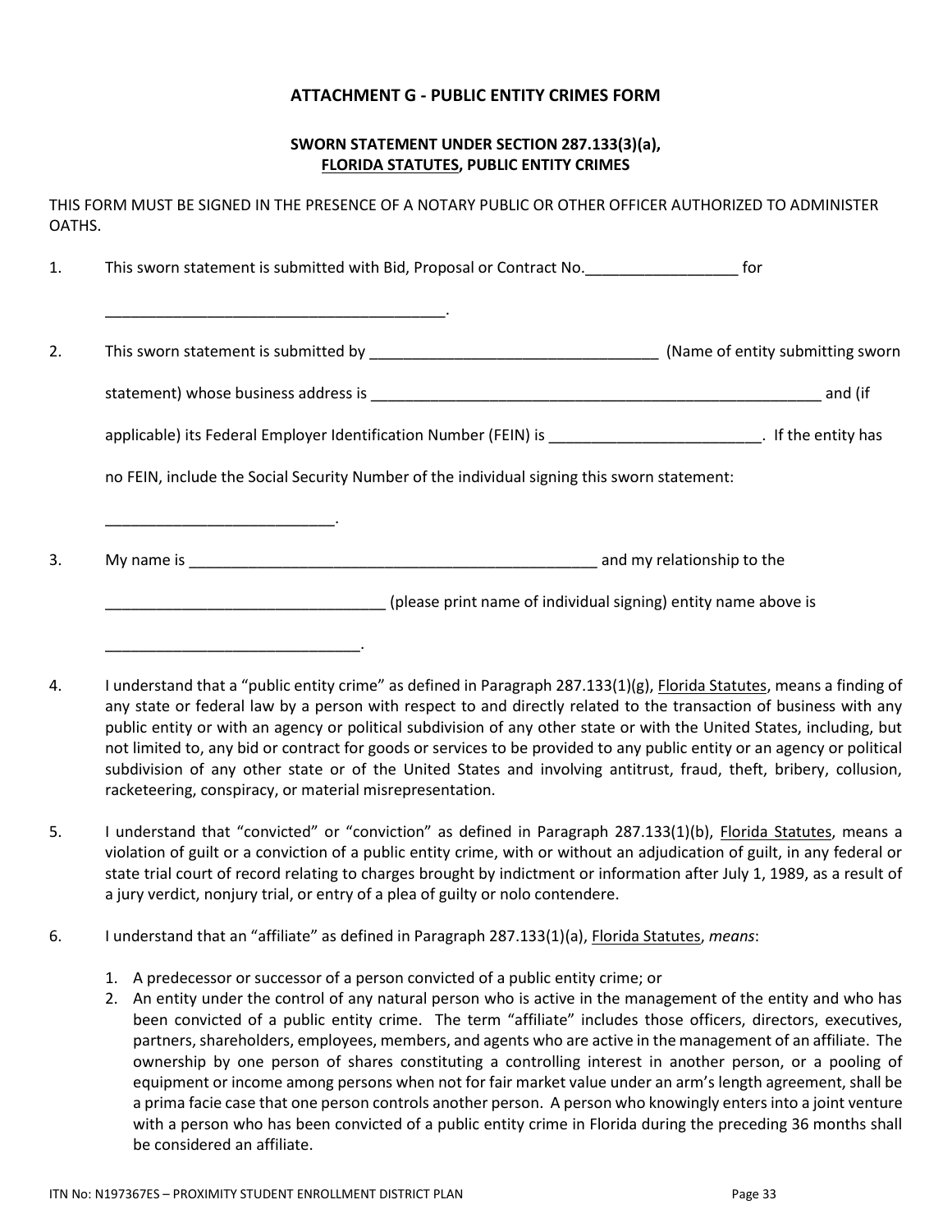## ATTACHMENT G - PUBLIC ENTITY CRIMES FORM

### SWORN STATEMENT UNDER SECTION 287.133(3)(a), FLORIDA STATUTES, PUBLIC ENTITY CRIMES

THIS FORM MUST BE SIGNED IN THE PRESENCE OF A NOTARY PUBLIC OR OTHER OFFICER AUTHORIZED TO ADMINISTER OATHS.

1. This sworn statement is submitted with Bid, Proposal or Contract No.__________________ for

   ________________________________________.

2. This sworn statement is submitted by _________________________________ (Name of entity submitting sworn statement) whose business address is _____________________________________________________ and (if applicable) its Federal Employer Identification Number (FEIN) is _________________________. If the entity has no FEIN, include the Social Security Number of the individual signing this sworn statement:

   __________________________.

3. My name is ________________________________________________ and my relationship to the

   ________________________________ (please print name of individual signing) entity name above is

   _____________________________.

4. I understand that a "public entity crime" as defined in Paragraph 287.133(1)(g), Florida Statutes, means a finding of any state or federal law by a person with respect to and directly related to the transaction of business with any public entity or with an agency or political subdivision of any other state or with the United States, including, but not limited to, any bid or contract for goods or services to be provided to any public entity or an agency or political subdivision of any other state or of the United States and involving antitrust, fraud, theft, bribery, collusion, racketeering, conspiracy, or material misrepresentation.

5. I understand that "convicted" or "conviction" as defined in Paragraph 287.133(1)(b), Florida Statutes, means a violation of guilt or a conviction of a public entity crime, with or without an adjudication of guilt, in any federal or state trial court of record relating to charges brought by indictment or information after July 1, 1989, as a result of a jury verdict, nonjury trial, or entry of a plea of guilty or nolo contendere.

6. I understand that an "affiliate" as defined in Paragraph 287.133(1)(a), Florida Statutes, *means*:

   1. A predecessor or successor of a person convicted of a public entity crime; or
   2. An entity under the control of any natural person who is active in the management of the entity and who has been convicted of a public entity crime. The term "affiliate" includes those officers, directors, executives, partners, shareholders, employees, members, and agents who are active in the management of an affiliate. The ownership by one person of shares constituting a controlling interest in another person, or a pooling of equipment or income among persons when not for fair market value under an arm's length agreement, shall be a prima facie case that one person controls another person. A person who knowingly enters into a joint venture with a person who has been convicted of a public entity crime in Florida during the preceding 36 months shall be considered an affiliate.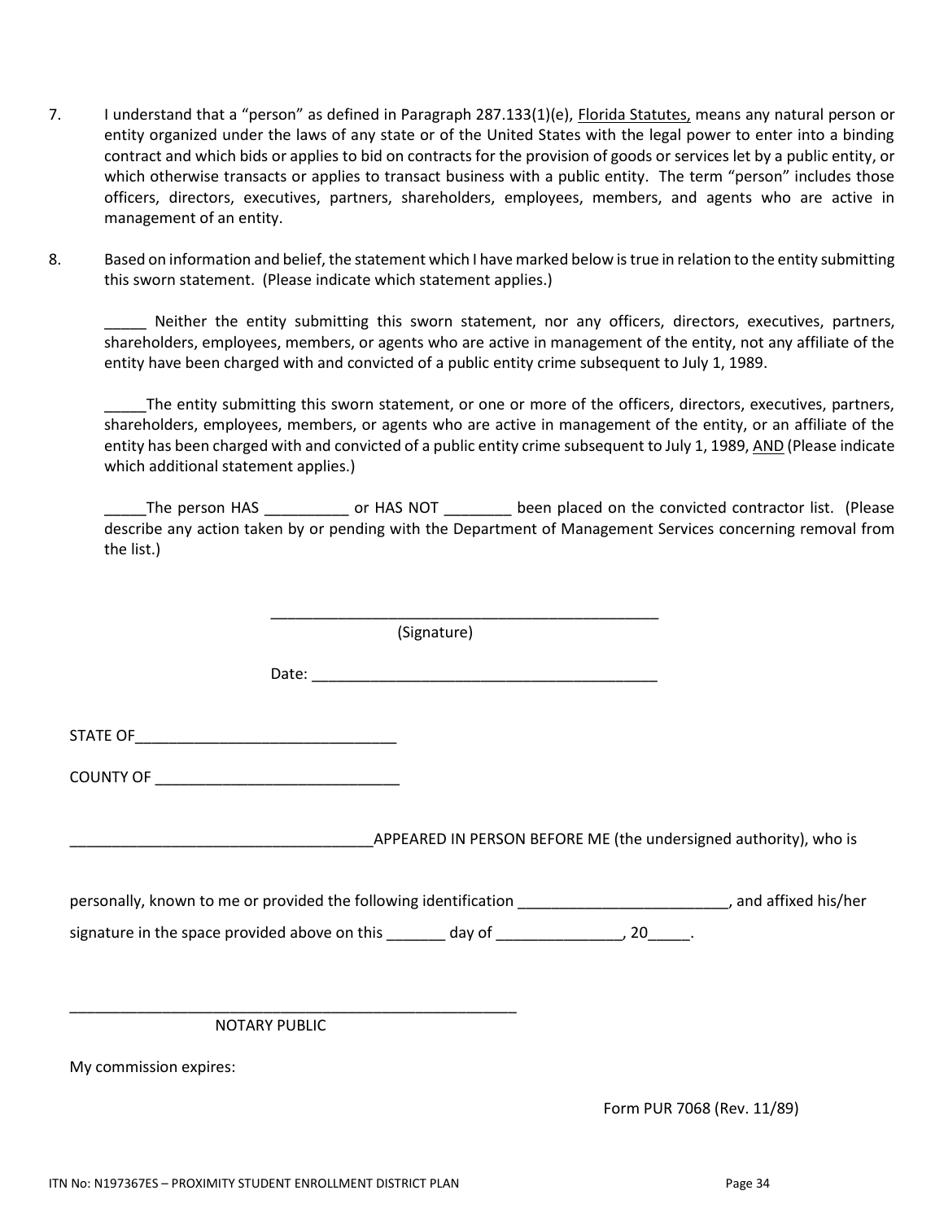7. I understand that a "person" as defined in Paragraph 287.133(1)(e), Florida Statutes, means any natural person or entity organized under the laws of any state or of the United States with the legal power to enter into a binding contract and which bids or applies to bid on contracts for the provision of goods or services let by a public entity, or which otherwise transacts or applies to transact business with a public entity. The term "person" includes those officers, directors, executives, partners, shareholders, employees, members, and agents who are active in management of an entity.

8. Based on information and belief, the statement which I have marked below is true in relation to the entity submitting this sworn statement. (Please indicate which statement applies.)

   _____ Neither the entity submitting this sworn statement, nor any officers, directors, executives, partners, shareholders, employees, members, or agents who are active in management of the entity, not any affiliate of the entity have been charged with and convicted of a public entity crime subsequent to July 1, 1989.

   _____The entity submitting this sworn statement, or one or more of the officers, directors, executives, partners, shareholders, employees, members, or agents who are active in management of the entity, or an affiliate of the entity has been charged with and convicted of a public entity crime subsequent to July 1, 1989, AND (Please indicate which additional statement applies.)

   _____The person HAS __________ or HAS NOT ________ been placed on the convicted contractor list. (Please describe any action taken by or pending with the Department of Management Services concerning removal from the list.)

_______________________________________________
(Signature)

Date: ________________________________________

STATE OF______________________________

COUNTY OF ____________________________

____________________________________APPEARED IN PERSON BEFORE ME (the undersigned authority), who is

personally, known to me or provided the following identification ________________________, and affixed his/her signature in the space provided above on this _______ day of _______________, 20_____.

______________________________________________________
NOTARY PUBLIC

My commission expires:

Form PUR 7068 (Rev. 11/89)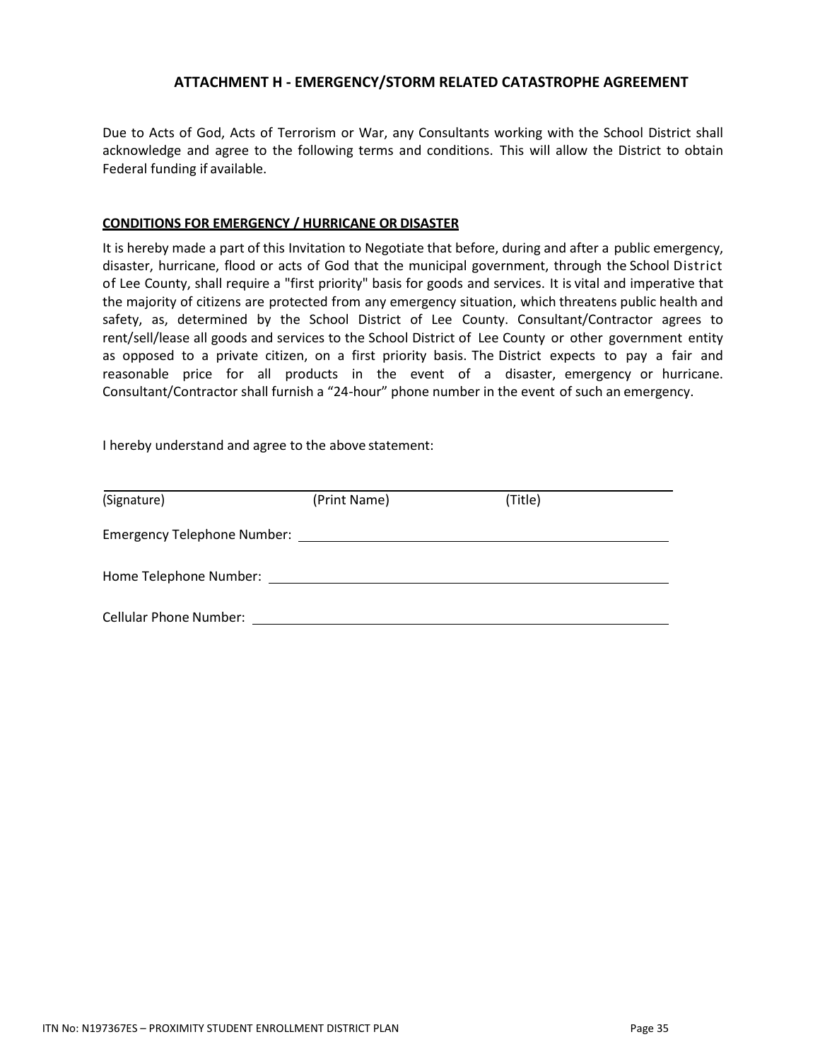## ATTACHMENT H - EMERGENCY/STORM RELATED CATASTROPHE AGREEMENT

Due to Acts of God, Acts of Terrorism or War, any Consultants working with the School District shall acknowledge and agree to the following terms and conditions. This will allow the District to obtain Federal funding if available.

**<u>CONDITIONS FOR EMERGENCY / HURRICANE OR DISASTER</u>**

It is hereby made a part of this Invitation to Negotiate that before, during and after a public emergency, disaster, hurricane, flood or acts of God that the municipal government, through the School District of Lee County, shall require a "first priority" basis for goods and services. It is vital and imperative that the majority of citizens are protected from any emergency situation, which threatens public health and safety, as, determined by the School District of Lee County. Consultant/Contractor agrees to rent/sell/lease all goods and services to the School District of Lee County or other government entity as opposed to a private citizen, on a first priority basis. The District expects to pay a fair and reasonable price for all products in the event of a disaster, emergency or hurricane. Consultant/Contractor shall furnish a "24-hour" phone number in the event of such an emergency.

I hereby understand and agree to the above statement:

______________________________________________________________

(Signature) (Print Name) (Title)

Emergency Telephone Number: ______________________________

Home Telephone Number: ______________________________

Cellular Phone Number: ______________________________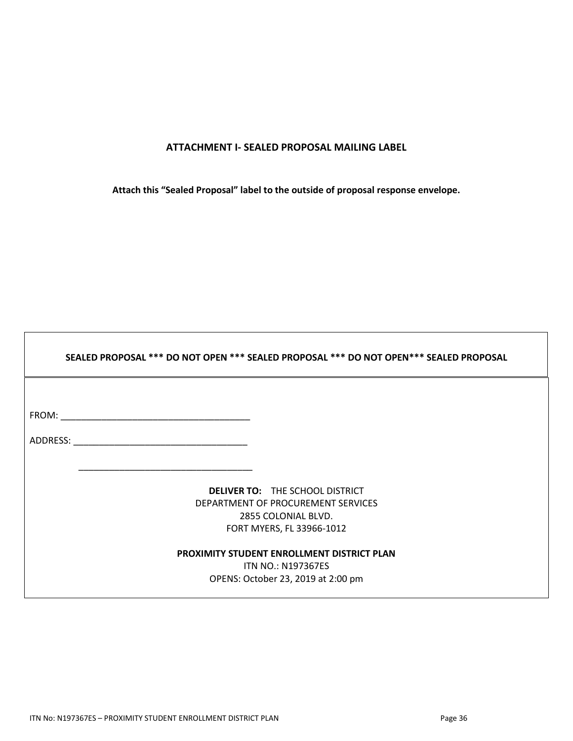## ATTACHMENT I- SEALED PROPOSAL MAILING LABEL

**Attach this "Sealed Proposal" label to the outside of proposal response envelope.**

**SEALED PROPOSAL *** DO NOT OPEN *** SEALED PROPOSAL *** DO NOT OPEN*** SEALED PROPOSAL**

FROM: ____________________________________

ADDRESS: __________________________________

__________________________________

**DELIVER TO:** THE SCHOOL DISTRICT
DEPARTMENT OF PROCUREMENT SERVICES
2855 COLONIAL BLVD.
FORT MYERS, FL 33966-1012

**PROXIMITY STUDENT ENROLLMENT DISTRICT PLAN**
ITN NO.: N197367ES
OPENS: October 23, 2019 at 2:00 pm